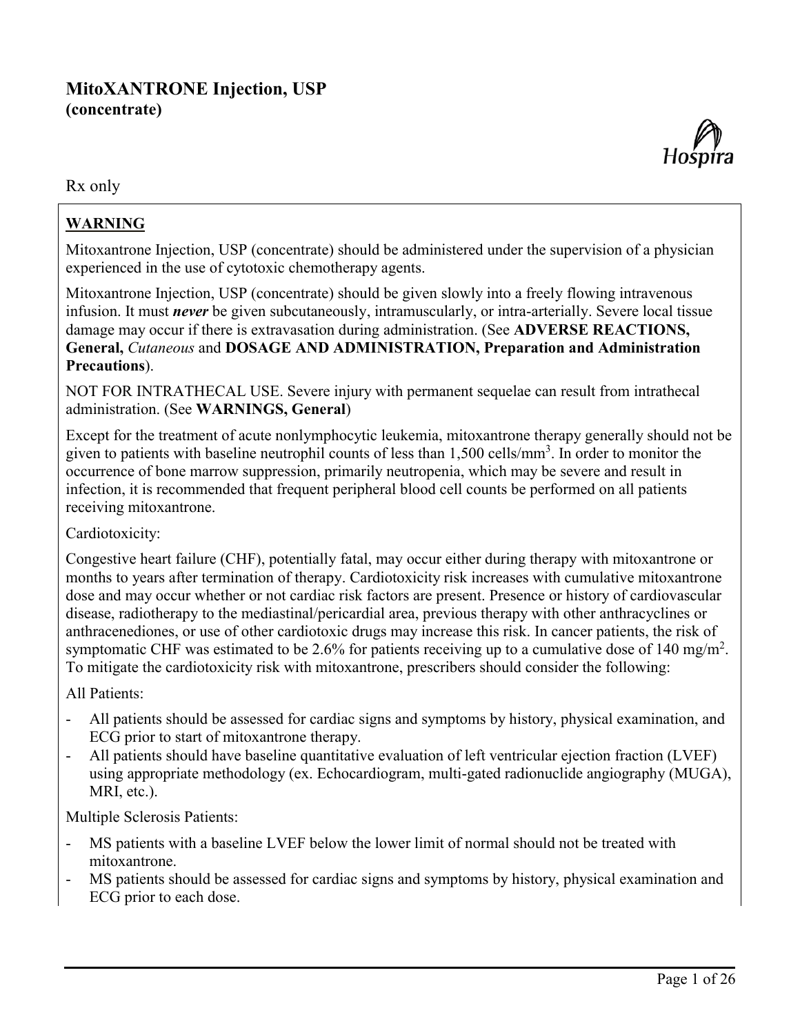# MitoXANTRONE Injection, USP
**(concentrate)**

Rx only

**WARNING**

Mitoxantrone Injection, USP (concentrate) should be administered under the supervision of a physician experienced in the use of cytotoxic chemotherapy agents.

Mitoxantrone Injection, USP (concentrate) should be given slowly into a freely flowing intravenous infusion. It must ***never*** be given subcutaneously, intramuscularly, or intra-arterially. Severe local tissue damage may occur if there is extravasation during administration. (See **ADVERSE REACTIONS, General,** *Cutaneous* and **DOSAGE AND ADMINISTRATION, Preparation and Administration Precautions**).

NOT FOR INTRATHECAL USE. Severe injury with permanent sequelae can result from intrathecal administration. (See **WARNINGS, General**)

Except for the treatment of acute nonlymphocytic leukemia, mitoxantrone therapy generally should not be given to patients with baseline neutrophil counts of less than 1,500 cells/mm$^3$. In order to monitor the occurrence of bone marrow suppression, primarily neutropenia, which may be severe and result in infection, it is recommended that frequent peripheral blood cell counts be performed on all patients receiving mitoxantrone.

Cardiotoxicity:

Congestive heart failure (CHF), potentially fatal, may occur either during therapy with mitoxantrone or months to years after termination of therapy. Cardiotoxicity risk increases with cumulative mitoxantrone dose and may occur whether or not cardiac risk factors are present. Presence or history of cardiovascular disease, radiotherapy to the mediastinal/pericardial area, previous therapy with other anthracyclines or anthracenediones, or use of other cardiotoxic drugs may increase this risk. In cancer patients, the risk of symptomatic CHF was estimated to be 2.6% for patients receiving up to a cumulative dose of 140 mg/m$^2$. To mitigate the cardiotoxicity risk with mitoxantrone, prescribers should consider the following:

All Patients:

- All patients should be assessed for cardiac signs and symptoms by history, physical examination, and ECG prior to start of mitoxantrone therapy.
- All patients should have baseline quantitative evaluation of left ventricular ejection fraction (LVEF) using appropriate methodology (ex. Echocardiogram, multi-gated radionuclide angiography (MUGA), MRI, etc.).

Multiple Sclerosis Patients:

- MS patients with a baseline LVEF below the lower limit of normal should not be treated with mitoxantrone.
- MS patients should be assessed for cardiac signs and symptoms by history, physical examination and ECG prior to each dose.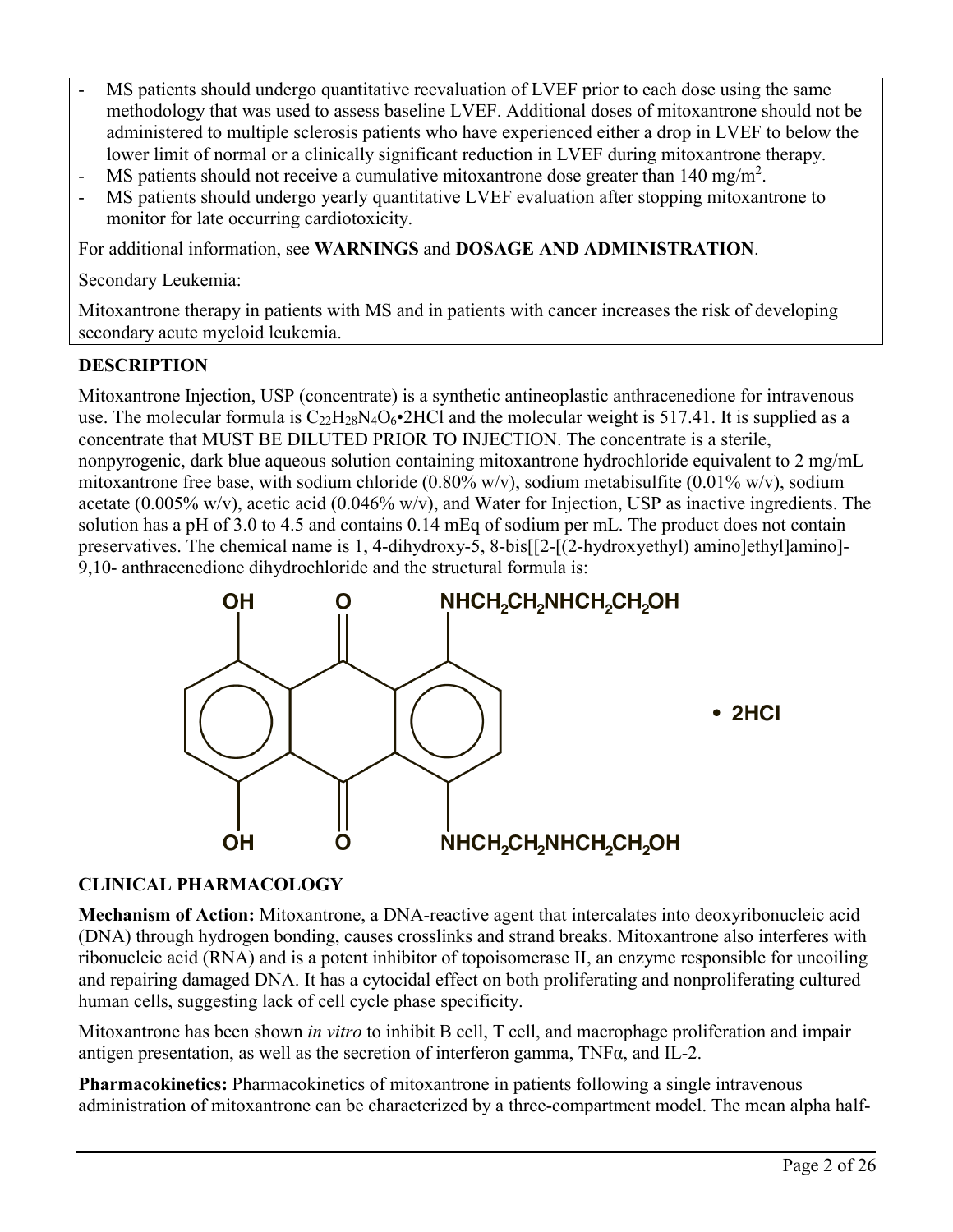- MS patients should undergo quantitative reevaluation of LVEF prior to each dose using the same methodology that was used to assess baseline LVEF. Additional doses of mitoxantrone should not be administered to multiple sclerosis patients who have experienced either a drop in LVEF to below the lower limit of normal or a clinically significant reduction in LVEF during mitoxantrone therapy.
- MS patients should not receive a cumulative mitoxantrone dose greater than 140 mg/m$^2$.
- MS patients should undergo yearly quantitative LVEF evaluation after stopping mitoxantrone to monitor for late occurring cardiotoxicity.

For additional information, see **WARNINGS** and **DOSAGE AND ADMINISTRATION**.

Secondary Leukemia:

Mitoxantrone therapy in patients with MS and in patients with cancer increases the risk of developing secondary acute myeloid leukemia.

## DESCRIPTION

Mitoxantrone Injection, USP (concentrate) is a synthetic antineoplastic anthracenedione for intravenous use. The molecular formula is $C_{22}H_{28}N_4O_6$•2HCl and the molecular weight is 517.41. It is supplied as a concentrate that MUST BE DILUTED PRIOR TO INJECTION. The concentrate is a sterile, nonpyrogenic, dark blue aqueous solution containing mitoxantrone hydrochloride equivalent to 2 mg/mL mitoxantrone free base, with sodium chloride (0.80% w/v), sodium metabisulfite (0.01% w/v), sodium acetate (0.005% w/v), acetic acid (0.046% w/v), and Water for Injection, USP as inactive ingredients. The solution has a pH of 3.0 to 4.5 and contains 0.14 mEq of sodium per mL. The product does not contain preservatives. The chemical name is 1, 4-dihydroxy-5, 8-bis[[2-[(2-hydroxyethyl) amino]ethyl]amino]-9,10- anthracenedione dihydrochloride and the structural formula is:

OH O NHCH$_2$CH$_2$NHCH$_2$CH$_2$OH

• 2HCl

OH O NHCH$_2$CH$_2$NHCH$_2$CH$_2$OH

## CLINICAL PHARMACOLOGY

**Mechanism of Action:** Mitoxantrone, a DNA-reactive agent that intercalates into deoxyribonucleic acid (DNA) through hydrogen bonding, causes crosslinks and strand breaks. Mitoxantrone also interferes with ribonucleic acid (RNA) and is a potent inhibitor of topoisomerase II, an enzyme responsible for uncoiling and repairing damaged DNA. It has a cytocidal effect on both proliferating and nonproliferating cultured human cells, suggesting lack of cell cycle phase specificity.

Mitoxantrone has been shown *in vitro* to inhibit B cell, T cell, and macrophage proliferation and impair antigen presentation, as well as the secretion of interferon gamma, TNFα, and IL-2.

**Pharmacokinetics:** Pharmacokinetics of mitoxantrone in patients following a single intravenous administration of mitoxantrone can be characterized by a three-compartment model. The mean alpha half-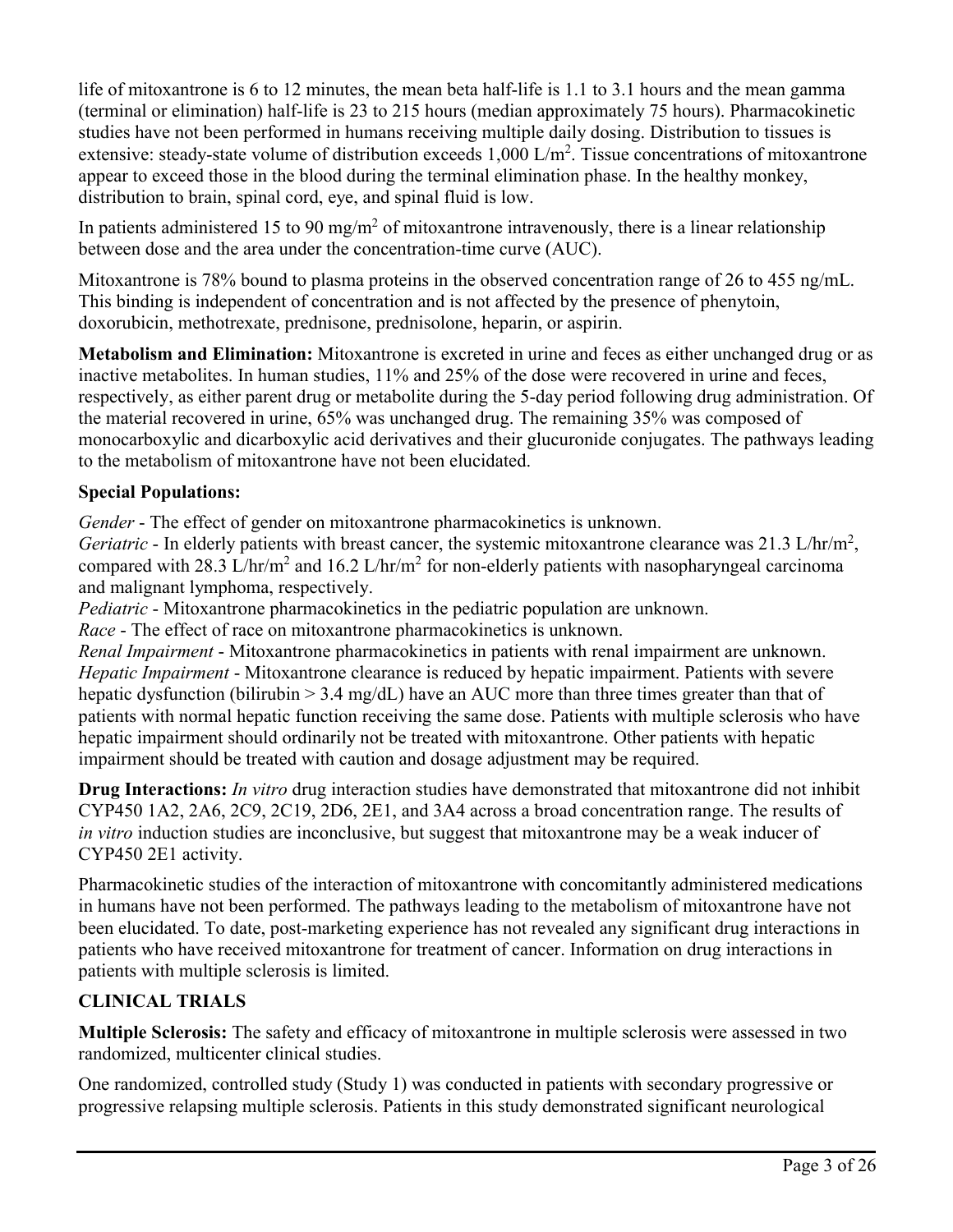life of mitoxantrone is 6 to 12 minutes, the mean beta half-life is 1.1 to 3.1 hours and the mean gamma (terminal or elimination) half-life is 23 to 215 hours (median approximately 75 hours). Pharmacokinetic studies have not been performed in humans receiving multiple daily dosing. Distribution to tissues is extensive: steady-state volume of distribution exceeds 1,000 $L/m^2$. Tissue concentrations of mitoxantrone appear to exceed those in the blood during the terminal elimination phase. In the healthy monkey, distribution to brain, spinal cord, eye, and spinal fluid is low.

In patients administered 15 to 90 $mg/m^2$ of mitoxantrone intravenously, there is a linear relationship between dose and the area under the concentration-time curve (AUC).

Mitoxantrone is 78% bound to plasma proteins in the observed concentration range of 26 to 455 ng/mL. This binding is independent of concentration and is not affected by the presence of phenytoin, doxorubicin, methotrexate, prednisone, prednisolone, heparin, or aspirin.

**Metabolism and Elimination:** Mitoxantrone is excreted in urine and feces as either unchanged drug or as inactive metabolites. In human studies, 11% and 25% of the dose were recovered in urine and feces, respectively, as either parent drug or metabolite during the 5-day period following drug administration. Of the material recovered in urine, 65% was unchanged drug. The remaining 35% was composed of monocarboxylic and dicarboxylic acid derivatives and their glucuronide conjugates. The pathways leading to the metabolism of mitoxantrone have not been elucidated.

**Special Populations:**

*Gender* - The effect of gender on mitoxantrone pharmacokinetics is unknown.
*Geriatric* - In elderly patients with breast cancer, the systemic mitoxantrone clearance was 21.3 $L/hr/m^2$, compared with 28.3 $L/hr/m^2$ and 16.2 $L/hr/m^2$ for non-elderly patients with nasopharyngeal carcinoma and malignant lymphoma, respectively.
*Pediatric* - Mitoxantrone pharmacokinetics in the pediatric population are unknown.
*Race* - The effect of race on mitoxantrone pharmacokinetics is unknown.
*Renal Impairment* - Mitoxantrone pharmacokinetics in patients with renal impairment are unknown.
*Hepatic Impairment* - Mitoxantrone clearance is reduced by hepatic impairment. Patients with severe hepatic dysfunction (bilirubin > 3.4 mg/dL) have an AUC more than three times greater than that of patients with normal hepatic function receiving the same dose. Patients with multiple sclerosis who have hepatic impairment should ordinarily not be treated with mitoxantrone. Other patients with hepatic impairment should be treated with caution and dosage adjustment may be required.

**Drug Interactions:** *In vitro* drug interaction studies have demonstrated that mitoxantrone did not inhibit CYP450 1A2, 2A6, 2C9, 2C19, 2D6, 2E1, and 3A4 across a broad concentration range. The results of *in vitro* induction studies are inconclusive, but suggest that mitoxantrone may be a weak inducer of CYP450 2E1 activity.

Pharmacokinetic studies of the interaction of mitoxantrone with concomitantly administered medications in humans have not been performed. The pathways leading to the metabolism of mitoxantrone have not been elucidated. To date, post-marketing experience has not revealed any significant drug interactions in patients who have received mitoxantrone for treatment of cancer. Information on drug interactions in patients with multiple sclerosis is limited.

## CLINICAL TRIALS

**Multiple Sclerosis:** The safety and efficacy of mitoxantrone in multiple sclerosis were assessed in two randomized, multicenter clinical studies.

One randomized, controlled study (Study 1) was conducted in patients with secondary progressive or progressive relapsing multiple sclerosis. Patients in this study demonstrated significant neurological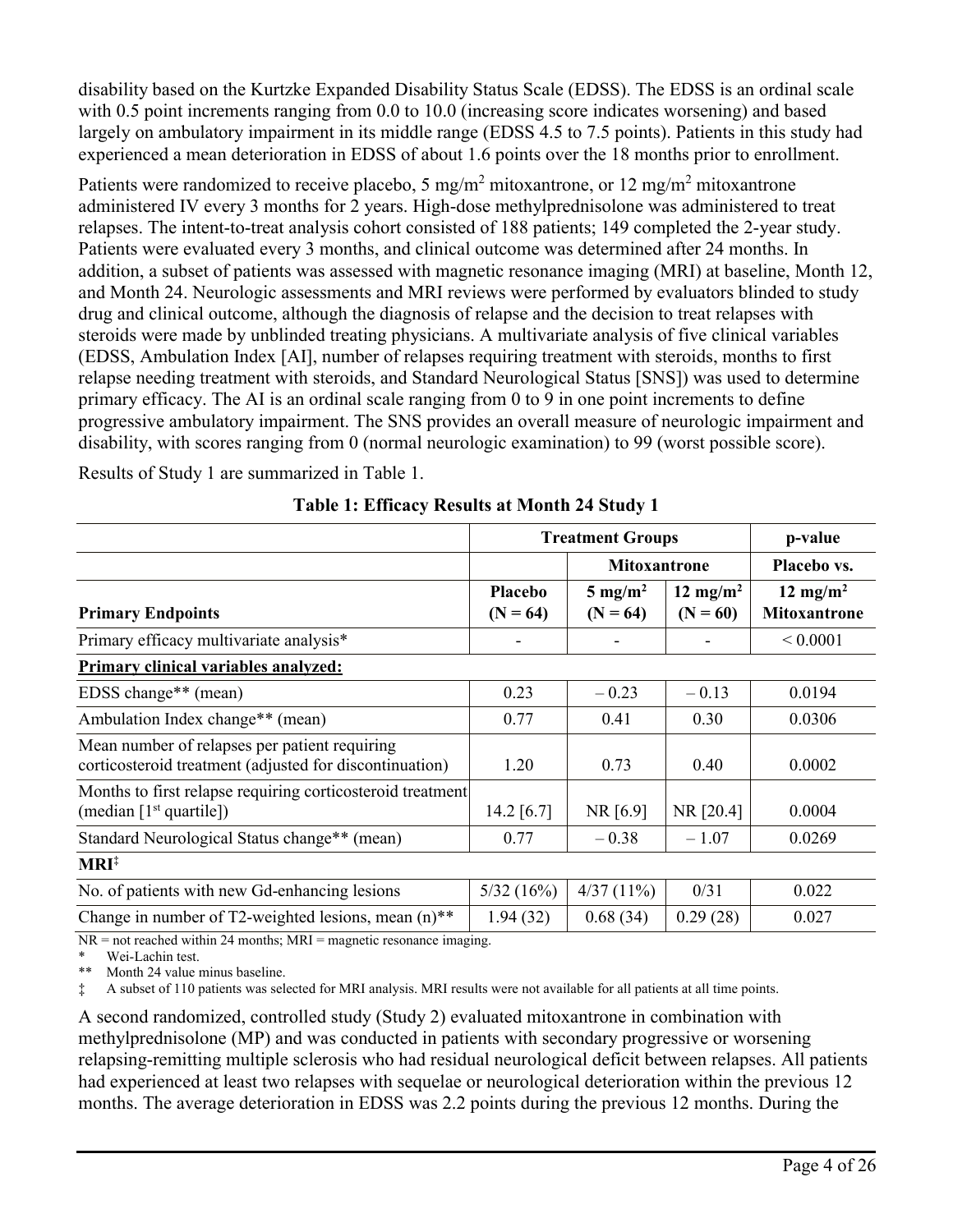disability based on the Kurtzke Expanded Disability Status Scale (EDSS). The EDSS is an ordinal scale with 0.5 point increments ranging from 0.0 to 10.0 (increasing score indicates worsening) and based largely on ambulatory impairment in its middle range (EDSS 4.5 to 7.5 points). Patients in this study had experienced a mean deterioration in EDSS of about 1.6 points over the 18 months prior to enrollment.

Patients were randomized to receive placebo, 5 mg/m$^2$ mitoxantrone, or 12 mg/m$^2$ mitoxantrone administered IV every 3 months for 2 years. High-dose methylprednisolone was administered to treat relapses. The intent-to-treat analysis cohort consisted of 188 patients; 149 completed the 2-year study. Patients were evaluated every 3 months, and clinical outcome was determined after 24 months. In addition, a subset of patients was assessed with magnetic resonance imaging (MRI) at baseline, Month 12, and Month 24. Neurologic assessments and MRI reviews were performed by evaluators blinded to study drug and clinical outcome, although the diagnosis of relapse and the decision to treat relapses with steroids were made by unblinded treating physicians. A multivariate analysis of five clinical variables (EDSS, Ambulation Index [AI], number of relapses requiring treatment with steroids, months to first relapse needing treatment with steroids, and Standard Neurological Status [SNS]) was used to determine primary efficacy. The AI is an ordinal scale ranging from 0 to 9 in one point increments to define progressive ambulatory impairment. The SNS provides an overall measure of neurologic impairment and disability, with scores ranging from 0 (normal neurologic examination) to 99 (worst possible score).

Results of Study 1 are summarized in Table 1.

**Table 1: Efficacy Results at Month 24 Study 1**

| | **Treatment Groups** | | | **p-value** |
|---|---|---|---|---|
| | | **Mitoxantrone** | | **Placebo vs.** |
| **Primary Endpoints** | **Placebo (N = 64)** | **5 mg/m$^2$ (N = 64)** | **12 mg/m$^2$ (N = 60)** | **12 mg/m$^2$ Mitoxantrone** |
| Primary efficacy multivariate analysis* | - | - | - | < 0.0001 |
| **Primary clinical variables analyzed:** | | | | |
| EDSS change** (mean) | 0.23 | – 0.23 | – 0.13 | 0.0194 |
| Ambulation Index change** (mean) | 0.77 | 0.41 | 0.30 | 0.0306 |
| Mean number of relapses per patient requiring corticosteroid treatment (adjusted for discontinuation) | 1.20 | 0.73 | 0.40 | 0.0002 |
| Months to first relapse requiring corticosteroid treatment (median [1st quartile]) | 14.2 [6.7] | NR [6.9] | NR [20.4] | 0.0004 |
| Standard Neurological Status change** (mean) | 0.77 | – 0.38 | – 1.07 | 0.0269 |
| **MRI‡** | | | | |
| No. of patients with new Gd-enhancing lesions | 5/32 (16%) | 4/37 (11%) | 0/31 | 0.022 |
| Change in number of T2-weighted lesions, mean (n)** | 1.94 (32) | 0.68 (34) | 0.29 (28) | 0.027 |

NR = not reached within 24 months; MRI = magnetic resonance imaging.

\* Wei-Lachin test.

** Month 24 value minus baseline.

‡ A subset of 110 patients was selected for MRI analysis. MRI results were not available for all patients at all time points.

A second randomized, controlled study (Study 2) evaluated mitoxantrone in combination with methylprednisolone (MP) and was conducted in patients with secondary progressive or worsening relapsing-remitting multiple sclerosis who had residual neurological deficit between relapses. All patients had experienced at least two relapses with sequelae or neurological deterioration within the previous 12 months. The average deterioration in EDSS was 2.2 points during the previous 12 months. During the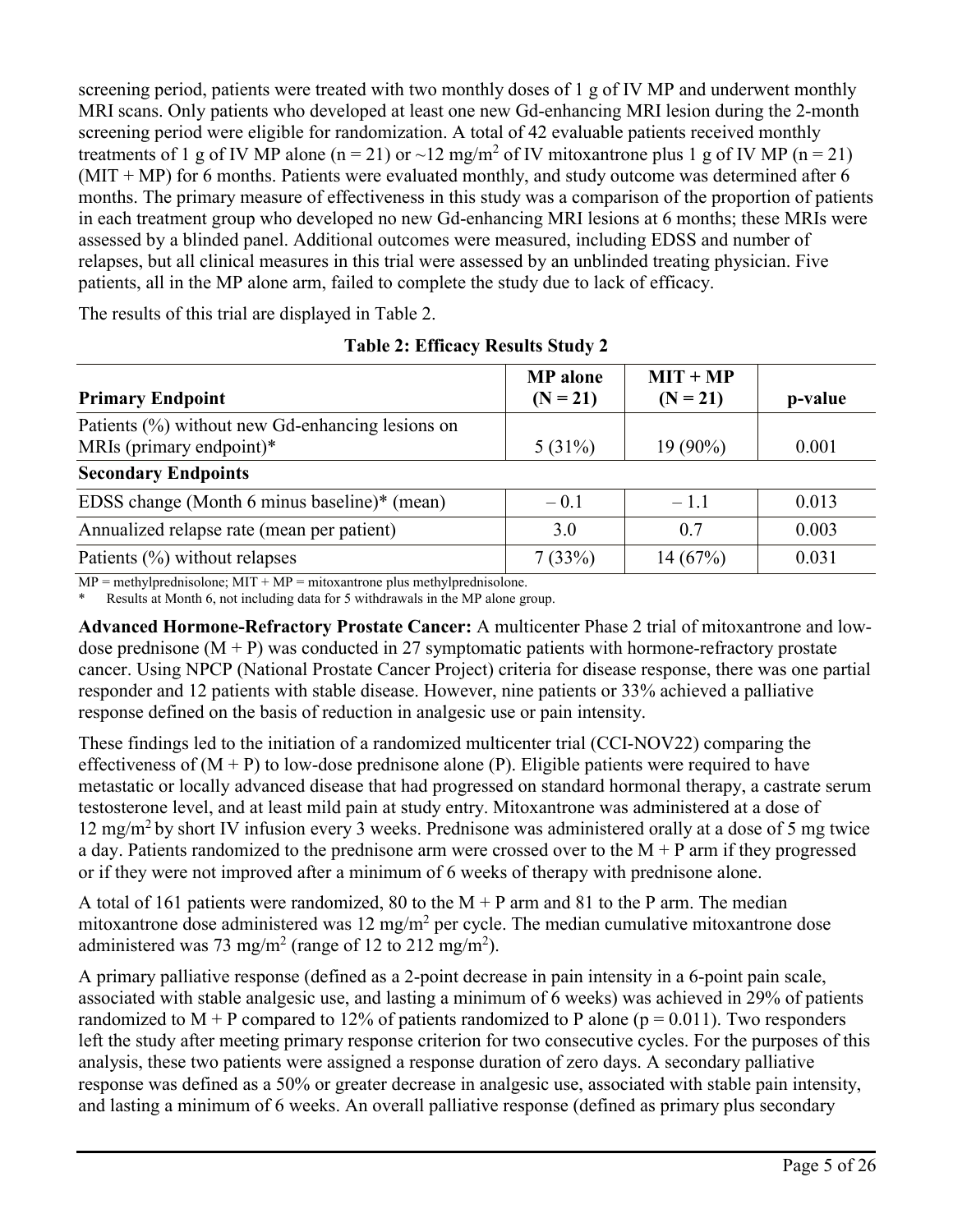screening period, patients were treated with two monthly doses of 1 g of IV MP and underwent monthly MRI scans. Only patients who developed at least one new Gd-enhancing MRI lesion during the 2-month screening period were eligible for randomization. A total of 42 evaluable patients received monthly treatments of 1 g of IV MP alone (n = 21) or ~12 mg/m$^2$ of IV mitoxantrone plus 1 g of IV MP (n = 21) (MIT + MP) for 6 months. Patients were evaluated monthly, and study outcome was determined after 6 months. The primary measure of effectiveness in this study was a comparison of the proportion of patients in each treatment group who developed no new Gd-enhancing MRI lesions at 6 months; these MRIs were assessed by a blinded panel. Additional outcomes were measured, including EDSS and number of relapses, but all clinical measures in this trial were assessed by an unblinded treating physician. Five patients, all in the MP alone arm, failed to complete the study due to lack of efficacy.

The results of this trial are displayed in Table 2.

**Table 2: Efficacy Results Study 2**

| Primary Endpoint | MP alone (N = 21) | MIT + MP (N = 21) | p-value |
|---|---|---|---|
| Patients (%) without new Gd-enhancing lesions on MRIs (primary endpoint)* | 5 (31%) | 19 (90%) | 0.001 |
| **Secondary Endpoints** | | | |
| EDSS change (Month 6 minus baseline)* (mean) | – 0.1 | – 1.1 | 0.013 |
| Annualized relapse rate (mean per patient) | 3.0 | 0.7 | 0.003 |
| Patients (%) without relapses | 7 (33%) | 14 (67%) | 0.031 |

MP = methylprednisolone; MIT + MP = mitoxantrone plus methylprednisolone.
\* Results at Month 6, not including data for 5 withdrawals in the MP alone group.

**Advanced Hormone-Refractory Prostate Cancer:** A multicenter Phase 2 trial of mitoxantrone and low-dose prednisone (M + P) was conducted in 27 symptomatic patients with hormone-refractory prostate cancer. Using NPCP (National Prostate Cancer Project) criteria for disease response, there was one partial responder and 12 patients with stable disease. However, nine patients or 33% achieved a palliative response defined on the basis of reduction in analgesic use or pain intensity.

These findings led to the initiation of a randomized multicenter trial (CCI-NOV22) comparing the effectiveness of (M + P) to low-dose prednisone alone (P). Eligible patients were required to have metastatic or locally advanced disease that had progressed on standard hormonal therapy, a castrate serum testosterone level, and at least mild pain at study entry. Mitoxantrone was administered at a dose of 12 mg/m$^2$ by short IV infusion every 3 weeks. Prednisone was administered orally at a dose of 5 mg twice a day. Patients randomized to the prednisone arm were crossed over to the M + P arm if they progressed or if they were not improved after a minimum of 6 weeks of therapy with prednisone alone.

A total of 161 patients were randomized, 80 to the M + P arm and 81 to the P arm. The median mitoxantrone dose administered was 12 mg/m$^2$ per cycle. The median cumulative mitoxantrone dose administered was 73 mg/m$^2$ (range of 12 to 212 mg/m$^2$).

A primary palliative response (defined as a 2-point decrease in pain intensity in a 6-point pain scale, associated with stable analgesic use, and lasting a minimum of 6 weeks) was achieved in 29% of patients randomized to M + P compared to 12% of patients randomized to P alone (p = 0.011). Two responders left the study after meeting primary response criterion for two consecutive cycles. For the purposes of this analysis, these two patients were assigned a response duration of zero days. A secondary palliative response was defined as a 50% or greater decrease in analgesic use, associated with stable pain intensity, and lasting a minimum of 6 weeks. An overall palliative response (defined as primary plus secondary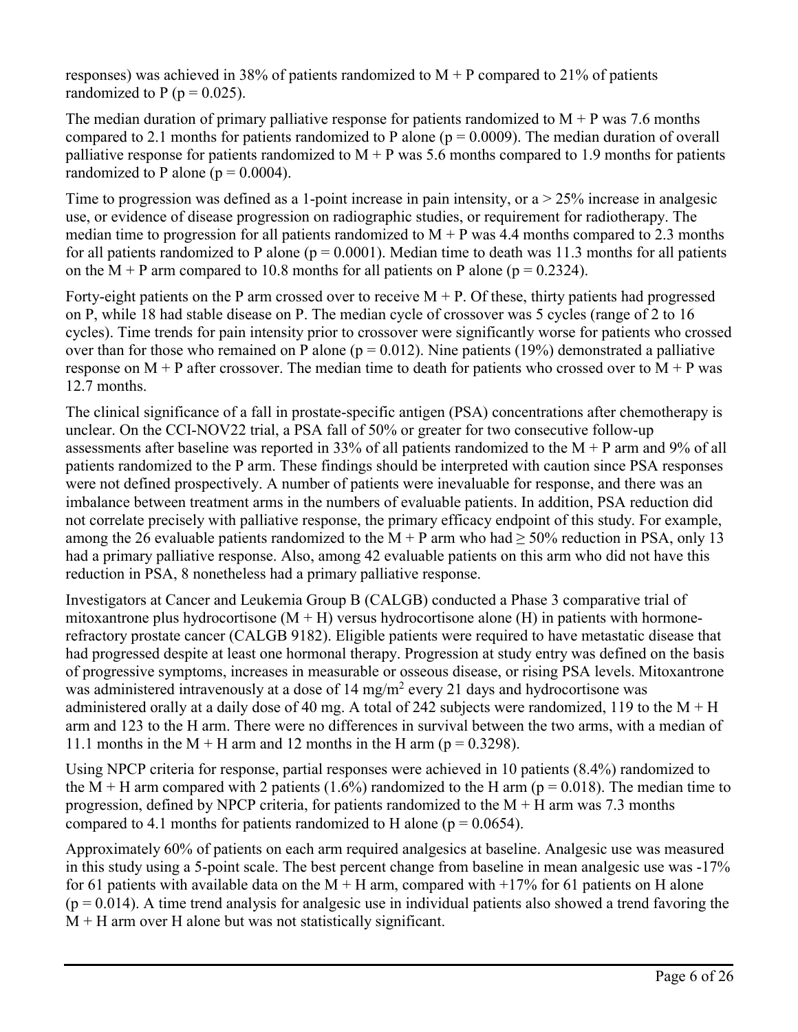responses) was achieved in 38% of patients randomized to M + P compared to 21% of patients randomized to P ($p = 0.025$).

The median duration of primary palliative response for patients randomized to M + P was 7.6 months compared to 2.1 months for patients randomized to P alone ($p = 0.0009$). The median duration of overall palliative response for patients randomized to M + P was 5.6 months compared to 1.9 months for patients randomized to P alone ($p = 0.0004$).

Time to progression was defined as a 1-point increase in pain intensity, or a > 25% increase in analgesic use, or evidence of disease progression on radiographic studies, or requirement for radiotherapy. The median time to progression for all patients randomized to M + P was 4.4 months compared to 2.3 months for all patients randomized to P alone ($p = 0.0001$). Median time to death was 11.3 months for all patients on the M + P arm compared to 10.8 months for all patients on P alone ($p = 0.2324$).

Forty-eight patients on the P arm crossed over to receive M + P. Of these, thirty patients had progressed on P, while 18 had stable disease on P. The median cycle of crossover was 5 cycles (range of 2 to 16 cycles). Time trends for pain intensity prior to crossover were significantly worse for patients who crossed over than for those who remained on P alone ($p = 0.012$). Nine patients (19%) demonstrated a palliative response on M + P after crossover. The median time to death for patients who crossed over to M + P was 12.7 months.

The clinical significance of a fall in prostate-specific antigen (PSA) concentrations after chemotherapy is unclear. On the CCI-NOV22 trial, a PSA fall of 50% or greater for two consecutive follow-up assessments after baseline was reported in 33% of all patients randomized to the M + P arm and 9% of all patients randomized to the P arm. These findings should be interpreted with caution since PSA responses were not defined prospectively. A number of patients were inevaluable for response, and there was an imbalance between treatment arms in the numbers of evaluable patients. In addition, PSA reduction did not correlate precisely with palliative response, the primary efficacy endpoint of this study. For example, among the 26 evaluable patients randomized to the M + P arm who had ≥ 50% reduction in PSA, only 13 had a primary palliative response. Also, among 42 evaluable patients on this arm who did not have this reduction in PSA, 8 nonetheless had a primary palliative response.

Investigators at Cancer and Leukemia Group B (CALGB) conducted a Phase 3 comparative trial of mitoxantrone plus hydrocortisone (M + H) versus hydrocortisone alone (H) in patients with hormone-refractory prostate cancer (CALGB 9182). Eligible patients were required to have metastatic disease that had progressed despite at least one hormonal therapy. Progression at study entry was defined on the basis of progressive symptoms, increases in measurable or osseous disease, or rising PSA levels. Mitoxantrone was administered intravenously at a dose of 14 $mg/m^2$ every 21 days and hydrocortisone was administered orally at a daily dose of 40 mg. A total of 242 subjects were randomized, 119 to the M + H arm and 123 to the H arm. There were no differences in survival between the two arms, with a median of 11.1 months in the M + H arm and 12 months in the H arm ($p = 0.3298$).

Using NPCP criteria for response, partial responses were achieved in 10 patients (8.4%) randomized to the M + H arm compared with 2 patients (1.6%) randomized to the H arm ($p = 0.018$). The median time to progression, defined by NPCP criteria, for patients randomized to the M + H arm was 7.3 months compared to 4.1 months for patients randomized to H alone ($p = 0.0654$).

Approximately 60% of patients on each arm required analgesics at baseline. Analgesic use was measured in this study using a 5-point scale. The best percent change from baseline in mean analgesic use was -17% for 61 patients with available data on the M + H arm, compared with +17% for 61 patients on H alone ($p = 0.014$). A time trend analysis for analgesic use in individual patients also showed a trend favoring the M + H arm over H alone but was not statistically significant.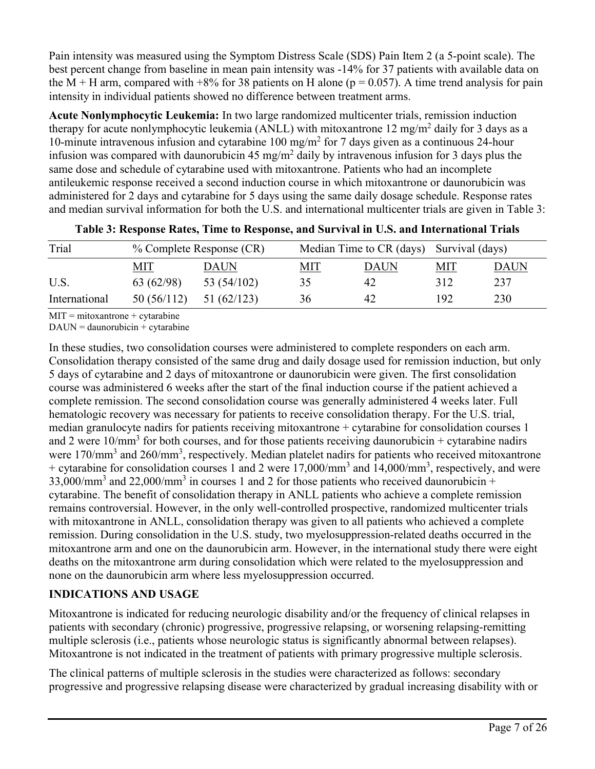Pain intensity was measured using the Symptom Distress Scale (SDS) Pain Item 2 (a 5-point scale). The best percent change from baseline in mean pain intensity was -14% for 37 patients with available data on the M + H arm, compared with +8% for 38 patients on H alone ($p = 0.057$). A time trend analysis for pain intensity in individual patients showed no difference between treatment arms.

**Acute Nonlymphocytic Leukemia:** In two large randomized multicenter trials, remission induction therapy for acute nonlymphocytic leukemia (ANLL) with mitoxantrone 12 mg/m$^2$ daily for 3 days as a 10-minute intravenous infusion and cytarabine 100 mg/m$^2$ for 7 days given as a continuous 24-hour infusion was compared with daunorubicin 45 mg/m$^2$ daily by intravenous infusion for 3 days plus the same dose and schedule of cytarabine used with mitoxantrone. Patients who had an incomplete antileukemic response received a second induction course in which mitoxantrone or daunorubicin was administered for 2 days and cytarabine for 5 days using the same daily dosage schedule. Response rates and median survival information for both the U.S. and international multicenter trials are given in Table 3:

**Table 3: Response Rates, Time to Response, and Survival in U.S. and International Trials**

| Trial | % Complete Response (CR) | | Median Time to CR (days) | | Survival (days) | |
|---|---|---|---|---|---|---|
| | MIT | DAUN | MIT | DAUN | MIT | DAUN |
| U.S. | 63 (62/98) | 53 (54/102) | 35 | 42 | 312 | 237 |
| International | 50 (56/112) | 51 (62/123) | 36 | 42 | 192 | 230 |

MIT = mitoxantrone + cytarabine
DAUN = daunorubicin + cytarabine

In these studies, two consolidation courses were administered to complete responders on each arm. Consolidation therapy consisted of the same drug and daily dosage used for remission induction, but only 5 days of cytarabine and 2 days of mitoxantrone or daunorubicin were given. The first consolidation course was administered 6 weeks after the start of the final induction course if the patient achieved a complete remission. The second consolidation course was generally administered 4 weeks later. Full hematologic recovery was necessary for patients to receive consolidation therapy. For the U.S. trial, median granulocyte nadirs for patients receiving mitoxantrone + cytarabine for consolidation courses 1 and 2 were 10/mm$^3$ for both courses, and for those patients receiving daunorubicin + cytarabine nadirs were 170/mm$^3$ and 260/mm$^3$, respectively. Median platelet nadirs for patients who received mitoxantrone + cytarabine for consolidation courses 1 and 2 were 17,000/mm$^3$ and 14,000/mm$^3$, respectively, and were 33,000/mm$^3$ and 22,000/mm$^3$ in courses 1 and 2 for those patients who received daunorubicin + cytarabine. The benefit of consolidation therapy in ANLL patients who achieve a complete remission remains controversial. However, in the only well-controlled prospective, randomized multicenter trials with mitoxantrone in ANLL, consolidation therapy was given to all patients who achieved a complete remission. During consolidation in the U.S. study, two myelosuppression-related deaths occurred in the mitoxantrone arm and one on the daunorubicin arm. However, in the international study there were eight deaths on the mitoxantrone arm during consolidation which were related to the myelosuppression and none on the daunorubicin arm where less myelosuppression occurred.

## INDICATIONS AND USAGE

Mitoxantrone is indicated for reducing neurologic disability and/or the frequency of clinical relapses in patients with secondary (chronic) progressive, progressive relapsing, or worsening relapsing-remitting multiple sclerosis (i.e., patients whose neurologic status is significantly abnormal between relapses). Mitoxantrone is not indicated in the treatment of patients with primary progressive multiple sclerosis.

The clinical patterns of multiple sclerosis in the studies were characterized as follows: secondary progressive and progressive relapsing disease were characterized by gradual increasing disability with or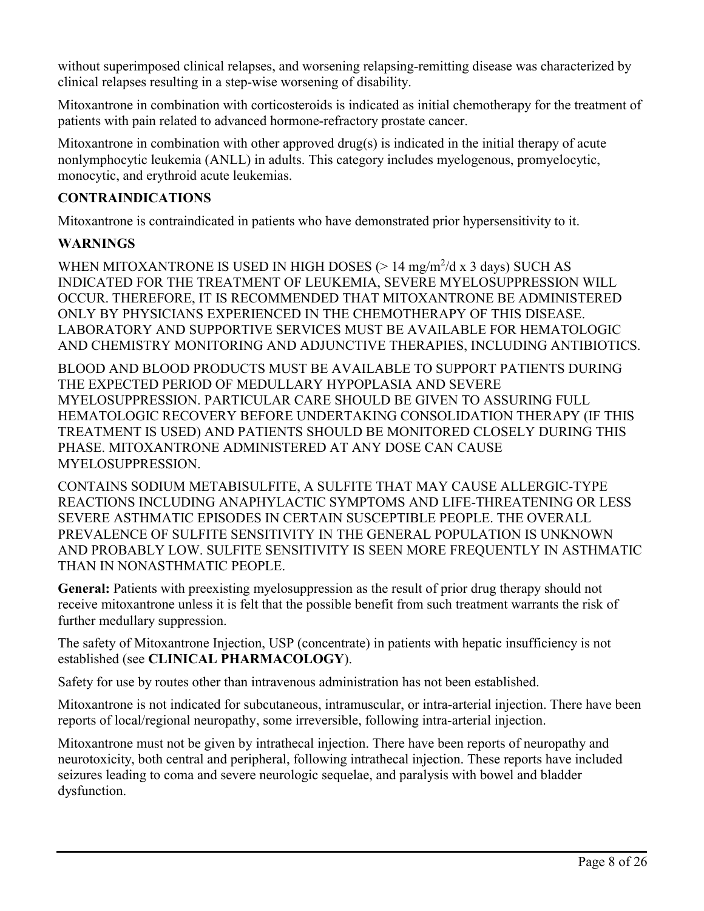without superimposed clinical relapses, and worsening relapsing-remitting disease was characterized by clinical relapses resulting in a step-wise worsening of disability.

Mitoxantrone in combination with corticosteroids is indicated as initial chemotherapy for the treatment of patients with pain related to advanced hormone-refractory prostate cancer.

Mitoxantrone in combination with other approved drug(s) is indicated in the initial therapy of acute nonlymphocytic leukemia (ANLL) in adults. This category includes myelogenous, promyelocytic, monocytic, and erythroid acute leukemias.

## CONTRAINDICATIONS

Mitoxantrone is contraindicated in patients who have demonstrated prior hypersensitivity to it.

## WARNINGS

WHEN MITOXANTRONE IS USED IN HIGH DOSES (> 14 mg/m$^2$/d x 3 days) SUCH AS INDICATED FOR THE TREATMENT OF LEUKEMIA, SEVERE MYELOSUPPRESSION WILL OCCUR. THEREFORE, IT IS RECOMMENDED THAT MITOXANTRONE BE ADMINISTERED ONLY BY PHYSICIANS EXPERIENCED IN THE CHEMOTHERAPY OF THIS DISEASE. LABORATORY AND SUPPORTIVE SERVICES MUST BE AVAILABLE FOR HEMATOLOGIC AND CHEMISTRY MONITORING AND ADJUNCTIVE THERAPIES, INCLUDING ANTIBIOTICS.

BLOOD AND BLOOD PRODUCTS MUST BE AVAILABLE TO SUPPORT PATIENTS DURING THE EXPECTED PERIOD OF MEDULLARY HYPOPLASIA AND SEVERE MYELOSUPPRESSION. PARTICULAR CARE SHOULD BE GIVEN TO ASSURING FULL HEMATOLOGIC RECOVERY BEFORE UNDERTAKING CONSOLIDATION THERAPY (IF THIS TREATMENT IS USED) AND PATIENTS SHOULD BE MONITORED CLOSELY DURING THIS PHASE. MITOXANTRONE ADMINISTERED AT ANY DOSE CAN CAUSE MYELOSUPPRESSION.

CONTAINS SODIUM METABISULFITE, A SULFITE THAT MAY CAUSE ALLERGIC-TYPE REACTIONS INCLUDING ANAPHYLACTIC SYMPTOMS AND LIFE-THREATENING OR LESS SEVERE ASTHMATIC EPISODES IN CERTAIN SUSCEPTIBLE PEOPLE. THE OVERALL PREVALENCE OF SULFITE SENSITIVITY IN THE GENERAL POPULATION IS UNKNOWN AND PROBABLY LOW. SULFITE SENSITIVITY IS SEEN MORE FREQUENTLY IN ASTHMATIC THAN IN NONASTHMATIC PEOPLE.

**General:** Patients with preexisting myelosuppression as the result of prior drug therapy should not receive mitoxantrone unless it is felt that the possible benefit from such treatment warrants the risk of further medullary suppression.

The safety of Mitoxantrone Injection, USP (concentrate) in patients with hepatic insufficiency is not established (see **CLINICAL PHARMACOLOGY**).

Safety for use by routes other than intravenous administration has not been established.

Mitoxantrone is not indicated for subcutaneous, intramuscular, or intra-arterial injection. There have been reports of local/regional neuropathy, some irreversible, following intra-arterial injection.

Mitoxantrone must not be given by intrathecal injection. There have been reports of neuropathy and neurotoxicity, both central and peripheral, following intrathecal injection. These reports have included seizures leading to coma and severe neurologic sequelae, and paralysis with bowel and bladder dysfunction.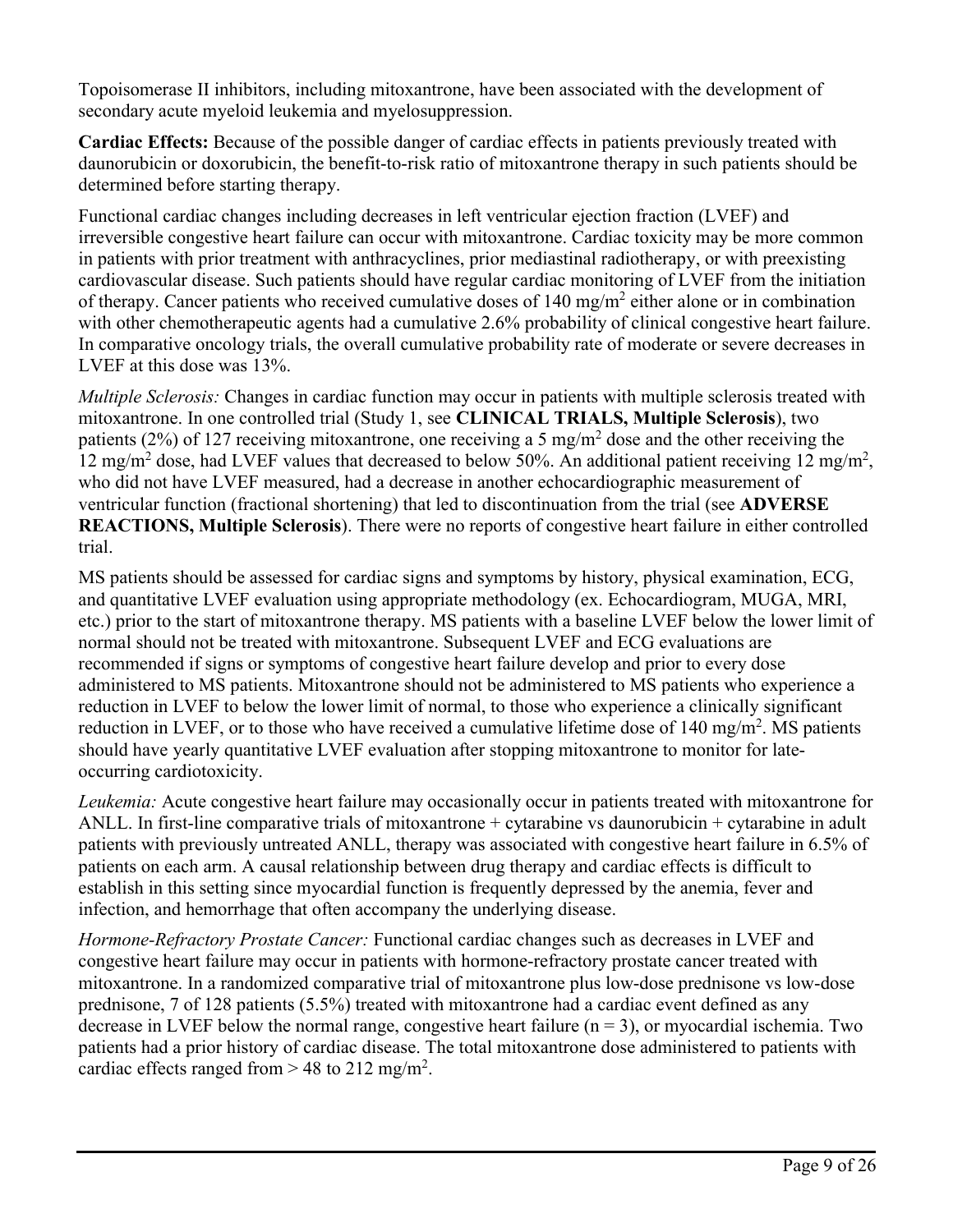Topoisomerase II inhibitors, including mitoxantrone, have been associated with the development of secondary acute myeloid leukemia and myelosuppression.

**Cardiac Effects:** Because of the possible danger of cardiac effects in patients previously treated with daunorubicin or doxorubicin, the benefit-to-risk ratio of mitoxantrone therapy in such patients should be determined before starting therapy.

Functional cardiac changes including decreases in left ventricular ejection fraction (LVEF) and irreversible congestive heart failure can occur with mitoxantrone. Cardiac toxicity may be more common in patients with prior treatment with anthracyclines, prior mediastinal radiotherapy, or with preexisting cardiovascular disease. Such patients should have regular cardiac monitoring of LVEF from the initiation of therapy. Cancer patients who received cumulative doses of 140 $mg/m^2$ either alone or in combination with other chemotherapeutic agents had a cumulative 2.6% probability of clinical congestive heart failure. In comparative oncology trials, the overall cumulative probability rate of moderate or severe decreases in LVEF at this dose was 13%.

*Multiple Sclerosis:* Changes in cardiac function may occur in patients with multiple sclerosis treated with mitoxantrone. In one controlled trial (Study 1, see **CLINICAL TRIALS, Multiple Sclerosis**), two patients (2%) of 127 receiving mitoxantrone, one receiving a 5 $mg/m^2$ dose and the other receiving the 12 $mg/m^2$ dose, had LVEF values that decreased to below 50%. An additional patient receiving 12 $mg/m^2$, who did not have LVEF measured, had a decrease in another echocardiographic measurement of ventricular function (fractional shortening) that led to discontinuation from the trial (see **ADVERSE REACTIONS, Multiple Sclerosis**). There were no reports of congestive heart failure in either controlled trial.

MS patients should be assessed for cardiac signs and symptoms by history, physical examination, ECG, and quantitative LVEF evaluation using appropriate methodology (ex. Echocardiogram, MUGA, MRI, etc.) prior to the start of mitoxantrone therapy. MS patients with a baseline LVEF below the lower limit of normal should not be treated with mitoxantrone. Subsequent LVEF and ECG evaluations are recommended if signs or symptoms of congestive heart failure develop and prior to every dose administered to MS patients. Mitoxantrone should not be administered to MS patients who experience a reduction in LVEF to below the lower limit of normal, to those who experience a clinically significant reduction in LVEF, or to those who have received a cumulative lifetime dose of 140 $mg/m^2$. MS patients should have yearly quantitative LVEF evaluation after stopping mitoxantrone to monitor for late-occurring cardiotoxicity.

*Leukemia:* Acute congestive heart failure may occasionally occur in patients treated with mitoxantrone for ANLL. In first-line comparative trials of mitoxantrone + cytarabine vs daunorubicin + cytarabine in adult patients with previously untreated ANLL, therapy was associated with congestive heart failure in 6.5% of patients on each arm. A causal relationship between drug therapy and cardiac effects is difficult to establish in this setting since myocardial function is frequently depressed by the anemia, fever and infection, and hemorrhage that often accompany the underlying disease.

*Hormone-Refractory Prostate Cancer:* Functional cardiac changes such as decreases in LVEF and congestive heart failure may occur in patients with hormone-refractory prostate cancer treated with mitoxantrone. In a randomized comparative trial of mitoxantrone plus low-dose prednisone vs low-dose prednisone, 7 of 128 patients (5.5%) treated with mitoxantrone had a cardiac event defined as any decrease in LVEF below the normal range, congestive heart failure ($n = 3$), or myocardial ischemia. Two patients had a prior history of cardiac disease. The total mitoxantrone dose administered to patients with cardiac effects ranged from > 48 to 212 $mg/m^2$.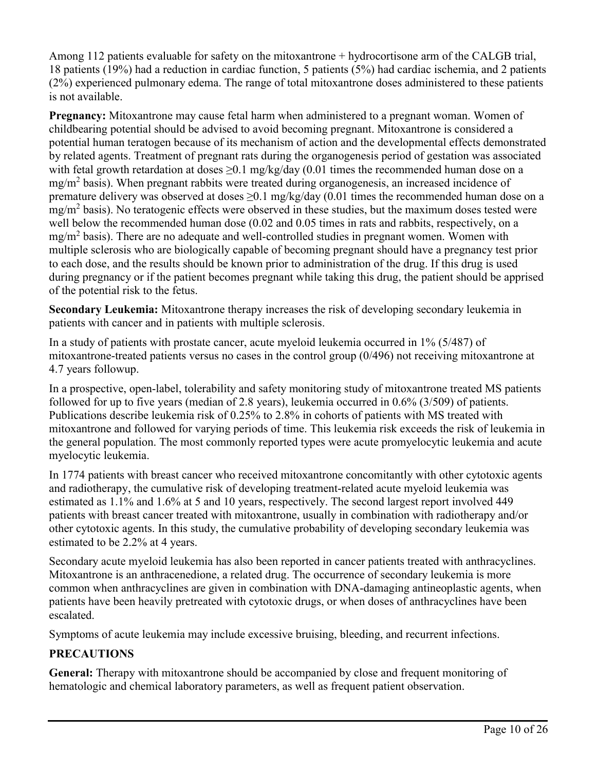Among 112 patients evaluable for safety on the mitoxantrone + hydrocortisone arm of the CALGB trial, 18 patients (19%) had a reduction in cardiac function, 5 patients (5%) had cardiac ischemia, and 2 patients (2%) experienced pulmonary edema. The range of total mitoxantrone doses administered to these patients is not available.

**Pregnancy:** Mitoxantrone may cause fetal harm when administered to a pregnant woman. Women of childbearing potential should be advised to avoid becoming pregnant. Mitoxantrone is considered a potential human teratogen because of its mechanism of action and the developmental effects demonstrated by related agents. Treatment of pregnant rats during the organogenesis period of gestation was associated with fetal growth retardation at doses ≥0.1 mg/kg/day (0.01 times the recommended human dose on a $mg/m^2$ basis). When pregnant rabbits were treated during organogenesis, an increased incidence of premature delivery was observed at doses ≥0.1 mg/kg/day (0.01 times the recommended human dose on a $mg/m^2$ basis). No teratogenic effects were observed in these studies, but the maximum doses tested were well below the recommended human dose (0.02 and 0.05 times in rats and rabbits, respectively, on a $mg/m^2$ basis). There are no adequate and well-controlled studies in pregnant women. Women with multiple sclerosis who are biologically capable of becoming pregnant should have a pregnancy test prior to each dose, and the results should be known prior to administration of the drug. If this drug is used during pregnancy or if the patient becomes pregnant while taking this drug, the patient should be apprised of the potential risk to the fetus.

**Secondary Leukemia:** Mitoxantrone therapy increases the risk of developing secondary leukemia in patients with cancer and in patients with multiple sclerosis.

In a study of patients with prostate cancer, acute myeloid leukemia occurred in 1% (5/487) of mitoxantrone-treated patients versus no cases in the control group (0/496) not receiving mitoxantrone at 4.7 years followup.

In a prospective, open-label, tolerability and safety monitoring study of mitoxantrone treated MS patients followed for up to five years (median of 2.8 years), leukemia occurred in 0.6% (3/509) of patients. Publications describe leukemia risk of 0.25% to 2.8% in cohorts of patients with MS treated with mitoxantrone and followed for varying periods of time. This leukemia risk exceeds the risk of leukemia in the general population. The most commonly reported types were acute promyelocytic leukemia and acute myelocytic leukemia.

In 1774 patients with breast cancer who received mitoxantrone concomitantly with other cytotoxic agents and radiotherapy, the cumulative risk of developing treatment-related acute myeloid leukemia was estimated as 1.1% and 1.6% at 5 and 10 years, respectively. The second largest report involved 449 patients with breast cancer treated with mitoxantrone, usually in combination with radiotherapy and/or other cytotoxic agents. In this study, the cumulative probability of developing secondary leukemia was estimated to be 2.2% at 4 years.

Secondary acute myeloid leukemia has also been reported in cancer patients treated with anthracyclines. Mitoxantrone is an anthracenedione, a related drug. The occurrence of secondary leukemia is more common when anthracyclines are given in combination with DNA-damaging antineoplastic agents, when patients have been heavily pretreated with cytotoxic drugs, or when doses of anthracyclines have been escalated.

Symptoms of acute leukemia may include excessive bruising, bleeding, and recurrent infections.

## PRECAUTIONS

**General:** Therapy with mitoxantrone should be accompanied by close and frequent monitoring of hematologic and chemical laboratory parameters, as well as frequent patient observation.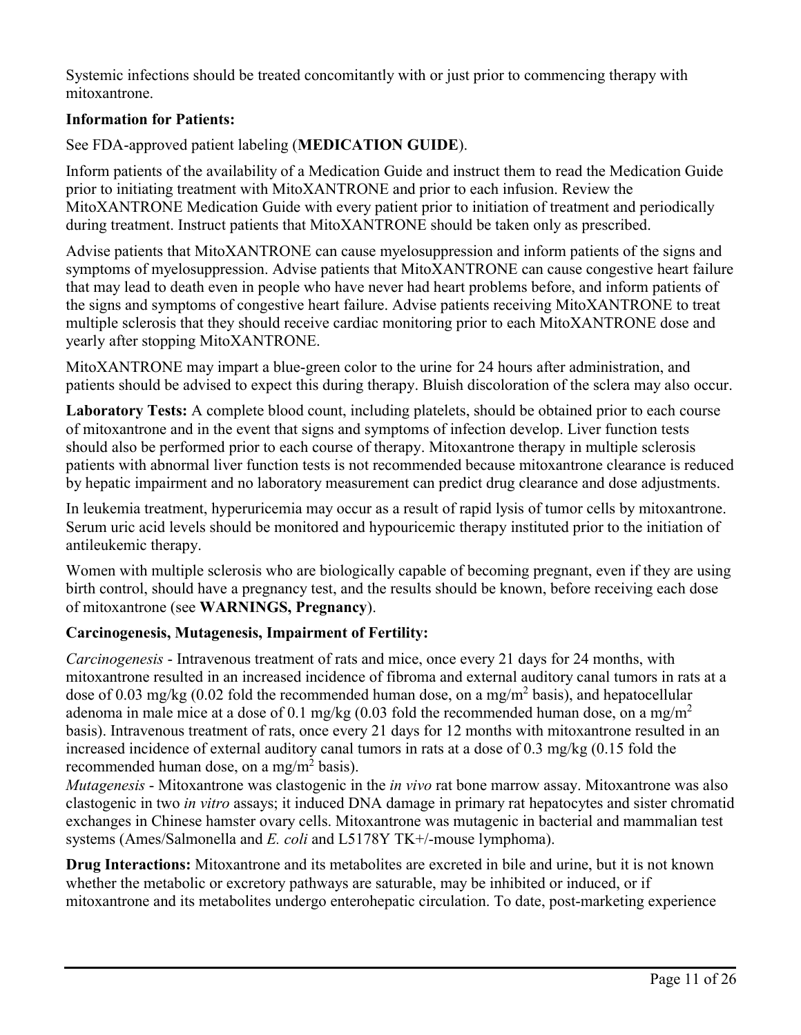Systemic infections should be treated concomitantly with or just prior to commencing therapy with mitoxantrone.

**Information for Patients:**

See FDA-approved patient labeling (**MEDICATION GUIDE**).

Inform patients of the availability of a Medication Guide and instruct them to read the Medication Guide prior to initiating treatment with MitoXANTRONE and prior to each infusion. Review the MitoXANTRONE Medication Guide with every patient prior to initiation of treatment and periodically during treatment. Instruct patients that MitoXANTRONE should be taken only as prescribed.

Advise patients that MitoXANTRONE can cause myelosuppression and inform patients of the signs and symptoms of myelosuppression. Advise patients that MitoXANTRONE can cause congestive heart failure that may lead to death even in people who have never had heart problems before, and inform patients of the signs and symptoms of congestive heart failure. Advise patients receiving MitoXANTRONE to treat multiple sclerosis that they should receive cardiac monitoring prior to each MitoXANTRONE dose and yearly after stopping MitoXANTRONE.

MitoXANTRONE may impart a blue-green color to the urine for 24 hours after administration, and patients should be advised to expect this during therapy. Bluish discoloration of the sclera may also occur.

**Laboratory Tests:** A complete blood count, including platelets, should be obtained prior to each course of mitoxantrone and in the event that signs and symptoms of infection develop. Liver function tests should also be performed prior to each course of therapy. Mitoxantrone therapy in multiple sclerosis patients with abnormal liver function tests is not recommended because mitoxantrone clearance is reduced by hepatic impairment and no laboratory measurement can predict drug clearance and dose adjustments.

In leukemia treatment, hyperuricemia may occur as a result of rapid lysis of tumor cells by mitoxantrone. Serum uric acid levels should be monitored and hypouricemic therapy instituted prior to the initiation of antileukemic therapy.

Women with multiple sclerosis who are biologically capable of becoming pregnant, even if they are using birth control, should have a pregnancy test, and the results should be known, before receiving each dose of mitoxantrone (see **WARNINGS, Pregnancy**).

**Carcinogenesis, Mutagenesis, Impairment of Fertility:**

*Carcinogenesis* - Intravenous treatment of rats and mice, once every 21 days for 24 months, with mitoxantrone resulted in an increased incidence of fibroma and external auditory canal tumors in rats at a dose of 0.03 mg/kg (0.02 fold the recommended human dose, on a mg/m$^2$ basis), and hepatocellular adenoma in male mice at a dose of 0.1 mg/kg (0.03 fold the recommended human dose, on a mg/m$^2$ basis). Intravenous treatment of rats, once every 21 days for 12 months with mitoxantrone resulted in an increased incidence of external auditory canal tumors in rats at a dose of 0.3 mg/kg (0.15 fold the recommended human dose, on a mg/m$^2$ basis).

*Mutagenesis* - Mitoxantrone was clastogenic in the *in vivo* rat bone marrow assay. Mitoxantrone was also clastogenic in two *in vitro* assays; it induced DNA damage in primary rat hepatocytes and sister chromatid exchanges in Chinese hamster ovary cells. Mitoxantrone was mutagenic in bacterial and mammalian test systems (Ames/Salmonella and *E. coli* and L5178Y TK+/-mouse lymphoma).

**Drug Interactions:** Mitoxantrone and its metabolites are excreted in bile and urine, but it is not known whether the metabolic or excretory pathways are saturable, may be inhibited or induced, or if mitoxantrone and its metabolites undergo enterohepatic circulation. To date, post-marketing experience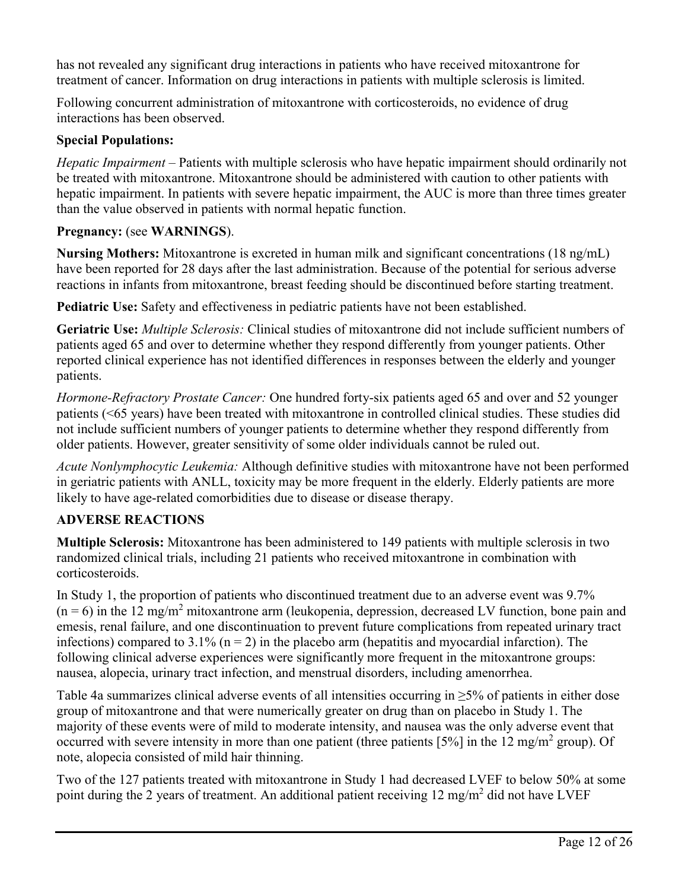has not revealed any significant drug interactions in patients who have received mitoxantrone for treatment of cancer. Information on drug interactions in patients with multiple sclerosis is limited.

Following concurrent administration of mitoxantrone with corticosteroids, no evidence of drug interactions has been observed.

**Special Populations:**

*Hepatic Impairment* – Patients with multiple sclerosis who have hepatic impairment should ordinarily not be treated with mitoxantrone. Mitoxantrone should be administered with caution to other patients with hepatic impairment. In patients with severe hepatic impairment, the AUC is more than three times greater than the value observed in patients with normal hepatic function.

**Pregnancy:** (see **WARNINGS**).

**Nursing Mothers:** Mitoxantrone is excreted in human milk and significant concentrations (18 ng/mL) have been reported for 28 days after the last administration. Because of the potential for serious adverse reactions in infants from mitoxantrone, breast feeding should be discontinued before starting treatment.

**Pediatric Use:** Safety and effectiveness in pediatric patients have not been established.

**Geriatric Use:** *Multiple Sclerosis:* Clinical studies of mitoxantrone did not include sufficient numbers of patients aged 65 and over to determine whether they respond differently from younger patients. Other reported clinical experience has not identified differences in responses between the elderly and younger patients.

*Hormone-Refractory Prostate Cancer:* One hundred forty-six patients aged 65 and over and 52 younger patients (<65 years) have been treated with mitoxantrone in controlled clinical studies. These studies did not include sufficient numbers of younger patients to determine whether they respond differently from older patients. However, greater sensitivity of some older individuals cannot be ruled out.

*Acute Nonlymphocytic Leukemia:* Although definitive studies with mitoxantrone have not been performed in geriatric patients with ANLL, toxicity may be more frequent in the elderly. Elderly patients are more likely to have age-related comorbidities due to disease or disease therapy.

## ADVERSE REACTIONS

**Multiple Sclerosis:** Mitoxantrone has been administered to 149 patients with multiple sclerosis in two randomized clinical trials, including 21 patients who received mitoxantrone in combination with corticosteroids.

In Study 1, the proportion of patients who discontinued treatment due to an adverse event was 9.7% (n = 6) in the 12 mg/m$^2$ mitoxantrone arm (leukopenia, depression, decreased LV function, bone pain and emesis, renal failure, and one discontinuation to prevent future complications from repeated urinary tract infections) compared to 3.1% (n = 2) in the placebo arm (hepatitis and myocardial infarction). The following clinical adverse experiences were significantly more frequent in the mitoxantrone groups: nausea, alopecia, urinary tract infection, and menstrual disorders, including amenorrhea.

Table 4a summarizes clinical adverse events of all intensities occurring in ≥5% of patients in either dose group of mitoxantrone and that were numerically greater on drug than on placebo in Study 1. The majority of these events were of mild to moderate intensity, and nausea was the only adverse event that occurred with severe intensity in more than one patient (three patients [5%] in the 12 mg/m$^2$ group). Of note, alopecia consisted of mild hair thinning.

Two of the 127 patients treated with mitoxantrone in Study 1 had decreased LVEF to below 50% at some point during the 2 years of treatment. An additional patient receiving 12 mg/m$^2$ did not have LVEF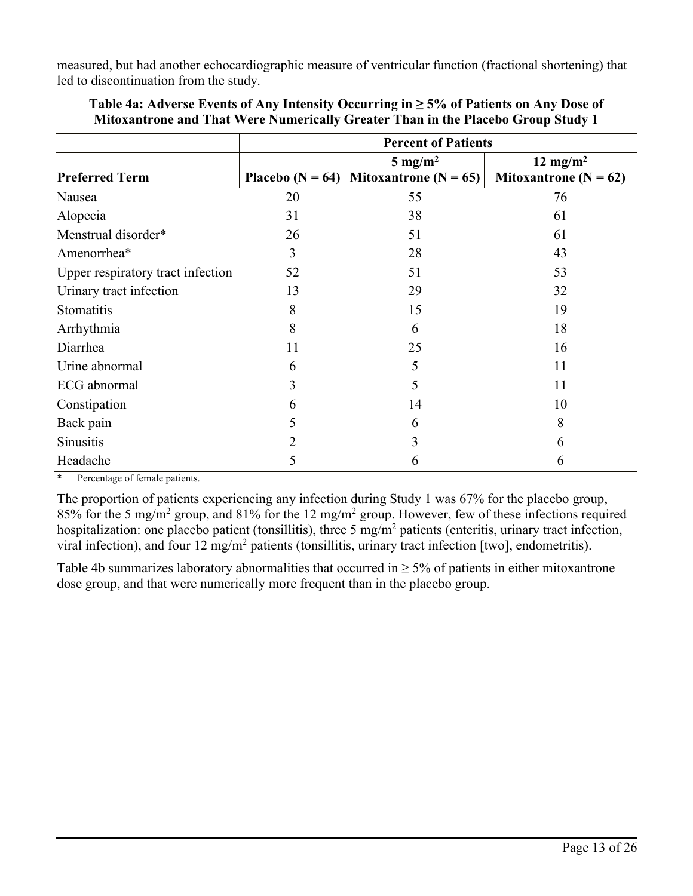measured, but had another echocardiographic measure of ventricular function (fractional shortening) that led to discontinuation from the study.

**Table 4a: Adverse Events of Any Intensity Occurring in ≥ 5% of Patients on Any Dose of Mitoxantrone and That Were Numerically Greater Than in the Placebo Group Study 1**

| | Percent of Patients | | |
|---|---|---|---|
| **Preferred Term** | **Placebo (N = 64)** | **5 mg/m$^2$ Mitoxantrone (N = 65)** | **12 mg/m$^2$ Mitoxantrone (N = 62)** |
| Nausea | 20 | 55 | 76 |
| Alopecia | 31 | 38 | 61 |
| Menstrual disorder* | 26 | 51 | 61 |
| Amenorrhea* | 3 | 28 | 43 |
| Upper respiratory tract infection | 52 | 51 | 53 |
| Urinary tract infection | 13 | 29 | 32 |
| Stomatitis | 8 | 15 | 19 |
| Arrhythmia | 8 | 6 | 18 |
| Diarrhea | 11 | 25 | 16 |
| Urine abnormal | 6 | 5 | 11 |
| ECG abnormal | 3 | 5 | 11 |
| Constipation | 6 | 14 | 10 |
| Back pain | 5 | 6 | 8 |
| Sinusitis | 2 | 3 | 6 |
| Headache | 5 | 6 | 6 |

\* Percentage of female patients.

The proportion of patients experiencing any infection during Study 1 was 67% for the placebo group, 85% for the 5 mg/m$^2$ group, and 81% for the 12 mg/m$^2$ group. However, few of these infections required hospitalization: one placebo patient (tonsillitis), three 5 mg/m$^2$ patients (enteritis, urinary tract infection, viral infection), and four 12 mg/m$^2$ patients (tonsillitis, urinary tract infection [two], endometritis).

Table 4b summarizes laboratory abnormalities that occurred in ≥ 5% of patients in either mitoxantrone dose group, and that were numerically more frequent than in the placebo group.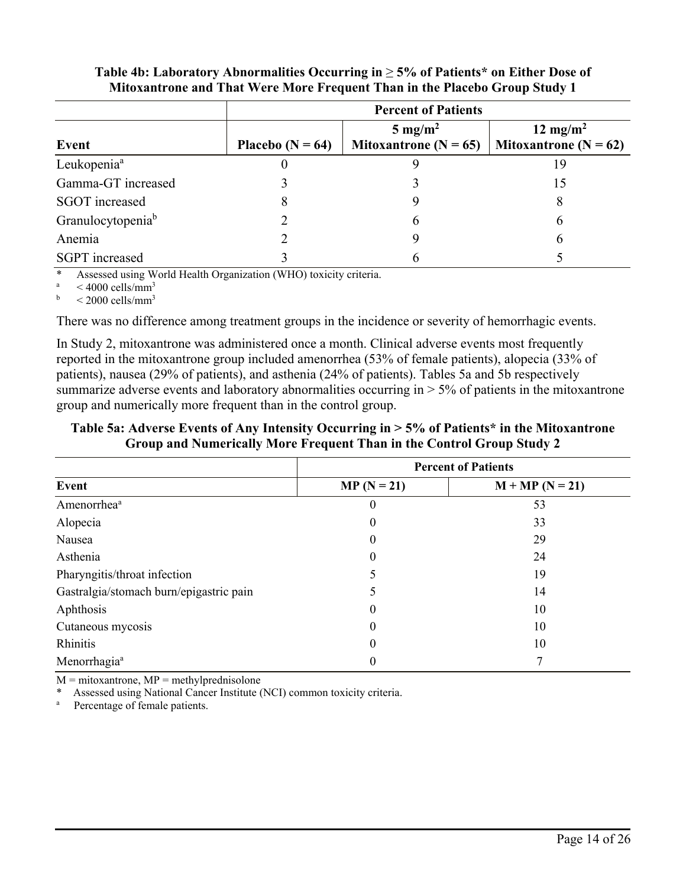**Table 4b: Laboratory Abnormalities Occurring in ≥ 5% of Patients* on Either Dose of Mitoxantrone and That Were More Frequent Than in the Placebo Group Study 1**

| | Percent of Patients | | |
|---|---|---|---|
| **Event** | **Placebo (N = 64)** | **5 mg/m$^2$ Mitoxantrone (N = 65)** | **12 mg/m$^2$ Mitoxantrone (N = 62)** |
| Leukopenia[a] | 0 | 9 | 19 |
| Gamma-GT increased | 3 | 3 | 15 |
| SGOT increased | 8 | 9 | 8 |
| Granulocytopenia[b] | 2 | 6 | 6 |
| Anemia | 2 | 9 | 6 |
| SGPT increased | 3 | 6 | 5 |

\* Assessed using World Health Organization (WHO) toxicity criteria.
[a] < 4000 cells/mm$^3$
[b] < 2000 cells/mm$^3$

There was no difference among treatment groups in the incidence or severity of hemorrhagic events.

In Study 2, mitoxantrone was administered once a month. Clinical adverse events most frequently reported in the mitoxantrone group included amenorrhea (53% of female patients), alopecia (33% of patients), nausea (29% of patients), and asthenia (24% of patients). Tables 5a and 5b respectively summarize adverse events and laboratory abnormalities occurring in > 5% of patients in the mitoxantrone group and numerically more frequent than in the control group.

**Table 5a: Adverse Events of Any Intensity Occurring in > 5% of Patients* in the Mitoxantrone Group and Numerically More Frequent Than in the Control Group Study 2**

| | Percent of Patients | |
|---|---|---|
| **Event** | **MP (N = 21)** | **M + MP (N = 21)** |
| Amenorrhea[a] | 0 | 53 |
| Alopecia | 0 | 33 |
| Nausea | 0 | 29 |
| Asthenia | 0 | 24 |
| Pharyngitis/throat infection | 5 | 19 |
| Gastralgia/stomach burn/epigastric pain | 5 | 14 |
| Aphthosis | 0 | 10 |
| Cutaneous mycosis | 0 | 10 |
| Rhinitis | 0 | 10 |
| Menorrhagia[a] | 0 | 7 |

M = mitoxantrone, MP = methylprednisolone
\* Assessed using National Cancer Institute (NCI) common toxicity criteria.
[a] Percentage of female patients.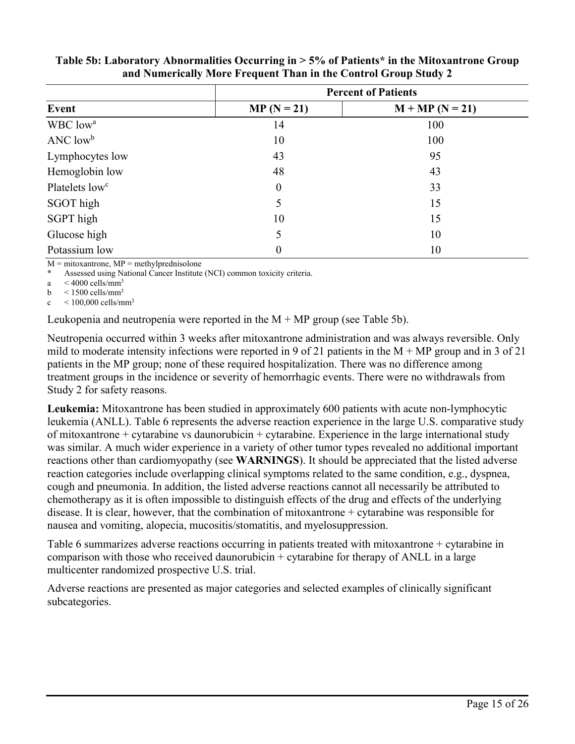**Table 5b: Laboratory Abnormalities Occurring in > 5% of Patients* in the Mitoxantrone Group and Numerically More Frequent Than in the Control Group Study 2**

| | Percent of Patients | |
|---|---|---|
| **Event** | **MP (N = 21)** | **M + MP (N = 21)** |
| WBC low[a] | 14 | 100 |
| ANC low[b] | 10 | 100 |
| Lymphocytes low | 43 | 95 |
| Hemoglobin low | 48 | 43 |
| Platelets low[c] | 0 | 33 |
| SGOT high | 5 | 15 |
| SGPT high | 10 | 15 |
| Glucose high | 5 | 10 |
| Potassium low | 0 | 10 |

M = mitoxantrone, MP = methylprednisolone

\* Assessed using National Cancer Institute (NCI) common toxicity criteria.

a < 4000 cells/mm$^3$

b < 1500 cells/mm$^3$

c < 100,000 cells/mm$^3$

Leukopenia and neutropenia were reported in the M + MP group (see Table 5b).

Neutropenia occurred within 3 weeks after mitoxantrone administration and was always reversible. Only mild to moderate intensity infections were reported in 9 of 21 patients in the M + MP group and in 3 of 21 patients in the MP group; none of these required hospitalization. There was no difference among treatment groups in the incidence or severity of hemorrhagic events. There were no withdrawals from Study 2 for safety reasons.

**Leukemia:** Mitoxantrone has been studied in approximately 600 patients with acute non-lymphocytic leukemia (ANLL). Table 6 represents the adverse reaction experience in the large U.S. comparative study of mitoxantrone + cytarabine vs daunorubicin + cytarabine. Experience in the large international study was similar. A much wider experience in a variety of other tumor types revealed no additional important reactions other than cardiomyopathy (see **WARNINGS**). It should be appreciated that the listed adverse reaction categories include overlapping clinical symptoms related to the same condition, e.g., dyspnea, cough and pneumonia. In addition, the listed adverse reactions cannot all necessarily be attributed to chemotherapy as it is often impossible to distinguish effects of the drug and effects of the underlying disease. It is clear, however, that the combination of mitoxantrone + cytarabine was responsible for nausea and vomiting, alopecia, mucositis/stomatitis, and myelosuppression.

Table 6 summarizes adverse reactions occurring in patients treated with mitoxantrone + cytarabine in comparison with those who received daunorubicin + cytarabine for therapy of ANLL in a large multicenter randomized prospective U.S. trial.

Adverse reactions are presented as major categories and selected examples of clinically significant subcategories.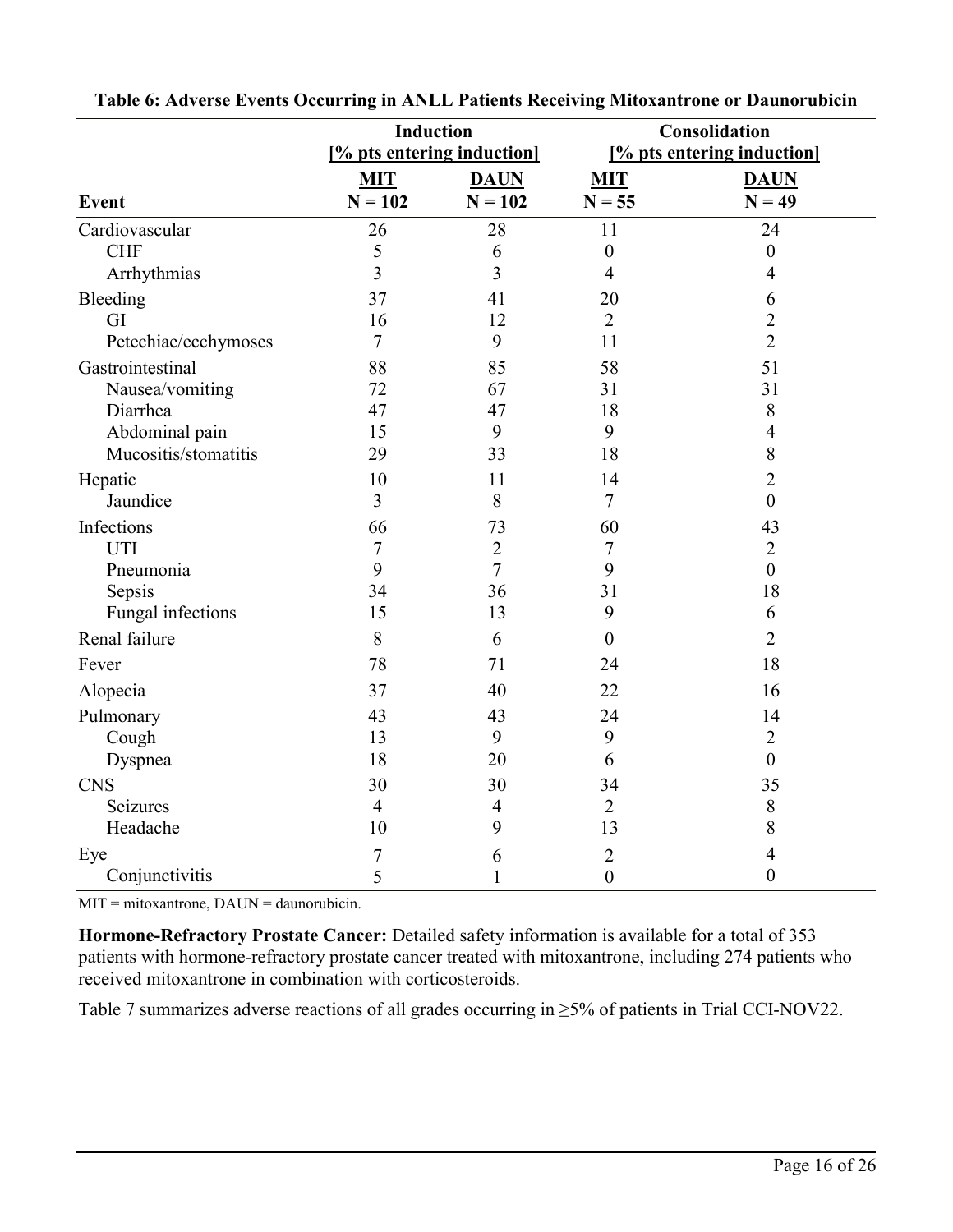**Table 6: Adverse Events Occurring in ANLL Patients Receiving Mitoxantrone or Daunorubicin**

| | Induction [% pts entering induction] | | Consolidation [% pts entering induction] | |
|---|---|---|---|---|
| **Event** | **MIT** N = 102 | **DAUN** N = 102 | **MIT** N = 55 | **DAUN** N = 49 |
| Cardiovascular | 26 | 28 | 11 | 24 |
| CHF | 5 | 6 | 0 | 0 |
| Arrhythmias | 3 | 3 | 4 | 4 |
| Bleeding | 37 | 41 | 20 | 6 |
| GI | 16 | 12 | 2 | 2 |
| Petechiae/ecchymoses | 7 | 9 | 11 | 2 |
| Gastrointestinal | 88 | 85 | 58 | 51 |
| Nausea/vomiting | 72 | 67 | 31 | 31 |
| Diarrhea | 47 | 47 | 18 | 8 |
| Abdominal pain | 15 | 9 | 9 | 4 |
| Mucositis/stomatitis | 29 | 33 | 18 | 8 |
| Hepatic | 10 | 11 | 14 | 2 |
| Jaundice | 3 | 8 | 7 | 0 |
| Infections | 66 | 73 | 60 | 43 |
| UTI | 7 | 2 | 7 | 2 |
| Pneumonia | 9 | 7 | 9 | 0 |
| Sepsis | 34 | 36 | 31 | 18 |
| Fungal infections | 15 | 13 | 9 | 6 |
| Renal failure | 8 | 6 | 0 | 2 |
| Fever | 78 | 71 | 24 | 18 |
| Alopecia | 37 | 40 | 22 | 16 |
| Pulmonary | 43 | 43 | 24 | 14 |
| Cough | 13 | 9 | 9 | 2 |
| Dyspnea | 18 | 20 | 6 | 0 |
| CNS | 30 | 30 | 34 | 35 |
| Seizures | 4 | 4 | 2 | 8 |
| Headache | 10 | 9 | 13 | 8 |
| Eye | 7 | 6 | 2 | 4 |
| Conjunctivitis | 5 | 1 | 0 | 0 |

MIT = mitoxantrone, DAUN = daunorubicin.

**Hormone-Refractory Prostate Cancer:** Detailed safety information is available for a total of 353 patients with hormone-refractory prostate cancer treated with mitoxantrone, including 274 patients who received mitoxantrone in combination with corticosteroids.

Table 7 summarizes adverse reactions of all grades occurring in ≥5% of patients in Trial CCI-NOV22.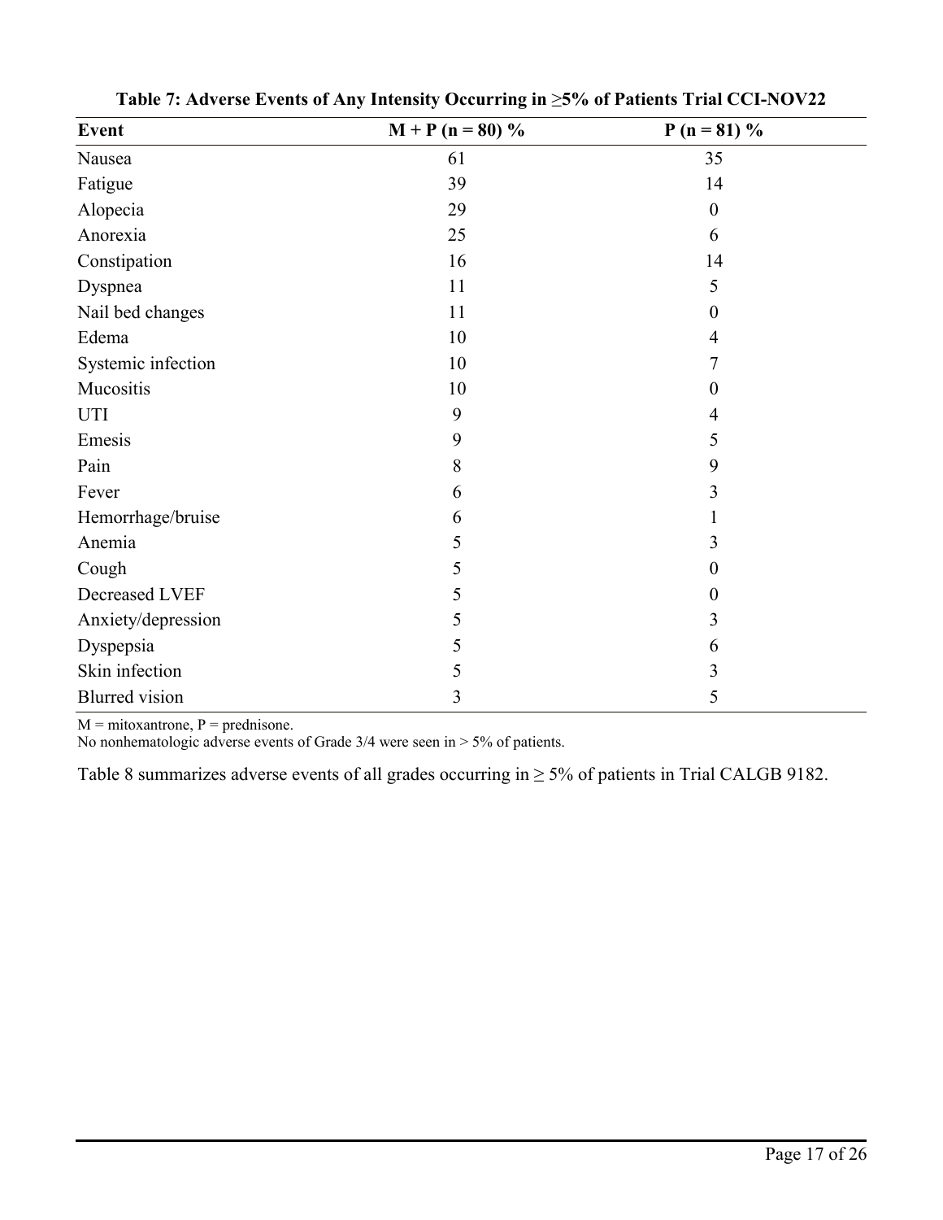**Table 7: Adverse Events of Any Intensity Occurring in ≥5% of Patients Trial CCI-NOV22**

| Event | M + P (n = 80) % | P (n = 81) % |
|---|---|---|
| Nausea | 61 | 35 |
| Fatigue | 39 | 14 |
| Alopecia | 29 | 0 |
| Anorexia | 25 | 6 |
| Constipation | 16 | 14 |
| Dyspnea | 11 | 5 |
| Nail bed changes | 11 | 0 |
| Edema | 10 | 4 |
| Systemic infection | 10 | 7 |
| Mucositis | 10 | 0 |
| UTI | 9 | 4 |
| Emesis | 9 | 5 |
| Pain | 8 | 9 |
| Fever | 6 | 3 |
| Hemorrhage/bruise | 6 | 1 |
| Anemia | 5 | 3 |
| Cough | 5 | 0 |
| Decreased LVEF | 5 | 0 |
| Anxiety/depression | 5 | 3 |
| Dyspepsia | 5 | 6 |
| Skin infection | 5 | 3 |
| Blurred vision | 3 | 5 |

M = mitoxantrone, P = prednisone.
No nonhematologic adverse events of Grade 3/4 were seen in > 5% of patients.

Table 8 summarizes adverse events of all grades occurring in ≥ 5% of patients in Trial CALGB 9182.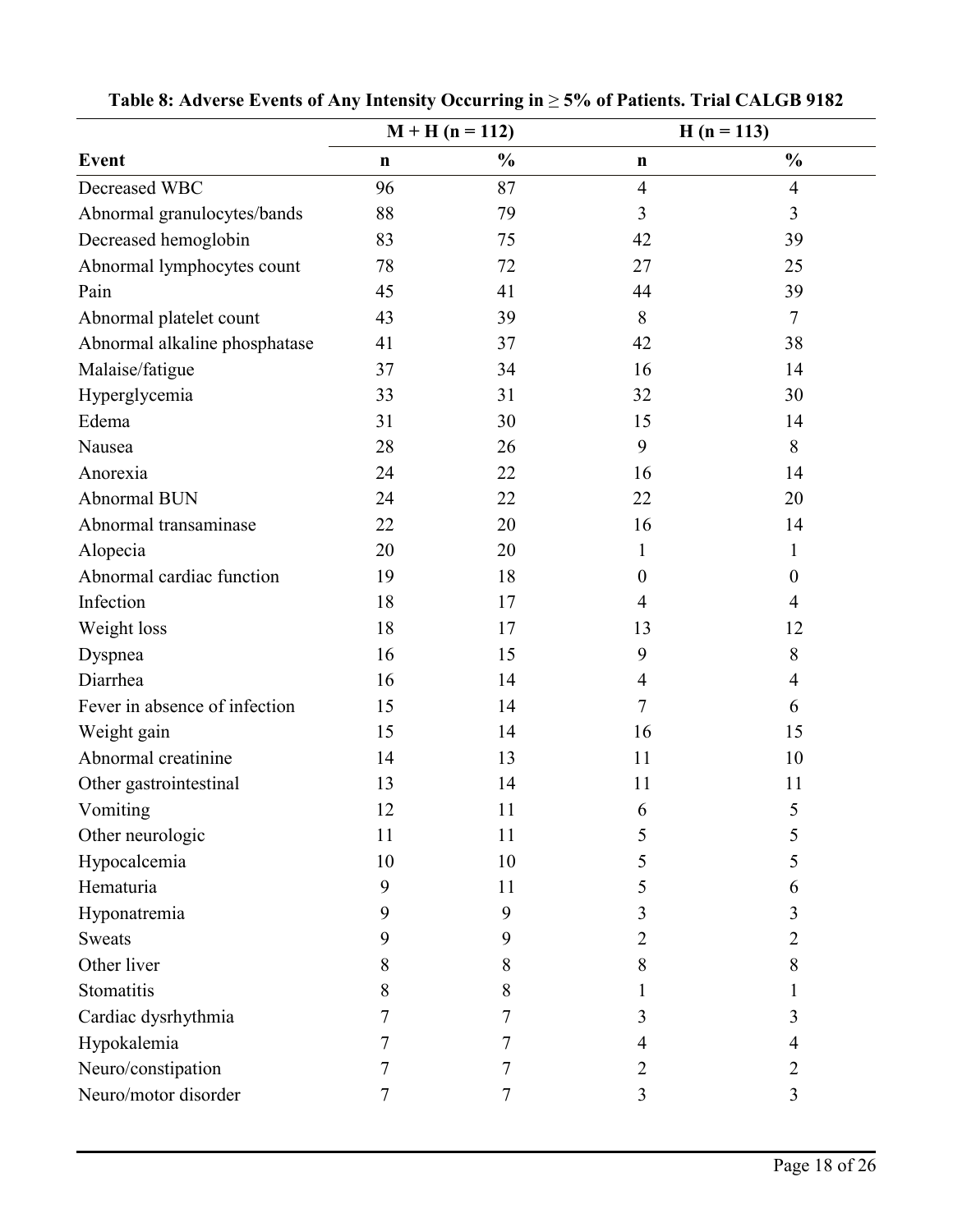**Table 8: Adverse Events of Any Intensity Occurring in ≥ 5% of Patients. Trial CALGB 9182**

| | M + H (n = 112) | | H (n = 113) | |
|---|---|---|---|---|
| **Event** | **n** | **%** | **n** | **%** |
| Decreased WBC | 96 | 87 | 4 | 4 |
| Abnormal granulocytes/bands | 88 | 79 | 3 | 3 |
| Decreased hemoglobin | 83 | 75 | 42 | 39 |
| Abnormal lymphocytes count | 78 | 72 | 27 | 25 |
| Pain | 45 | 41 | 44 | 39 |
| Abnormal platelet count | 43 | 39 | 8 | 7 |
| Abnormal alkaline phosphatase | 41 | 37 | 42 | 38 |
| Malaise/fatigue | 37 | 34 | 16 | 14 |
| Hyperglycemia | 33 | 31 | 32 | 30 |
| Edema | 31 | 30 | 15 | 14 |
| Nausea | 28 | 26 | 9 | 8 |
| Anorexia | 24 | 22 | 16 | 14 |
| Abnormal BUN | 24 | 22 | 22 | 20 |
| Abnormal transaminase | 22 | 20 | 16 | 14 |
| Alopecia | 20 | 20 | 1 | 1 |
| Abnormal cardiac function | 19 | 18 | 0 | 0 |
| Infection | 18 | 17 | 4 | 4 |
| Weight loss | 18 | 17 | 13 | 12 |
| Dyspnea | 16 | 15 | 9 | 8 |
| Diarrhea | 16 | 14 | 4 | 4 |
| Fever in absence of infection | 15 | 14 | 7 | 6 |
| Weight gain | 15 | 14 | 16 | 15 |
| Abnormal creatinine | 14 | 13 | 11 | 10 |
| Other gastrointestinal | 13 | 14 | 11 | 11 |
| Vomiting | 12 | 11 | 6 | 5 |
| Other neurologic | 11 | 11 | 5 | 5 |
| Hypocalcemia | 10 | 10 | 5 | 5 |
| Hematuria | 9 | 11 | 5 | 6 |
| Hyponatremia | 9 | 9 | 3 | 3 |
| Sweats | 9 | 9 | 2 | 2 |
| Other liver | 8 | 8 | 8 | 8 |
| Stomatitis | 8 | 8 | 1 | 1 |
| Cardiac dysrhythmia | 7 | 7 | 3 | 3 |
| Hypokalemia | 7 | 7 | 4 | 4 |
| Neuro/constipation | 7 | 7 | 2 | 2 |
| Neuro/motor disorder | 7 | 7 | 3 | 3 |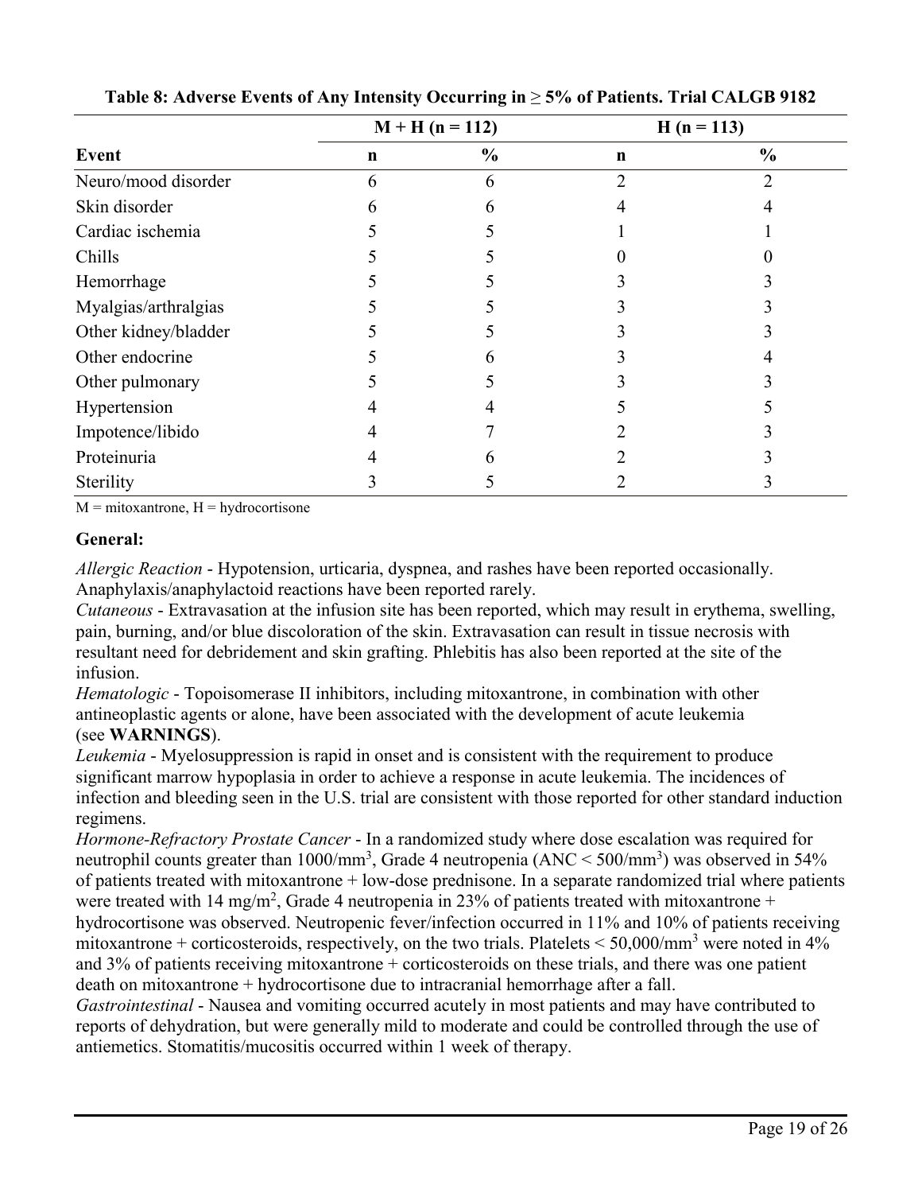**Table 8: Adverse Events of Any Intensity Occurring in ≥ 5% of Patients. Trial CALGB 9182**

| | M + H (n = 112) | | H (n = 113) | |
|---|---|---|---|---|
| **Event** | **n** | **%** | **n** | **%** |
| Neuro/mood disorder | 6 | 6 | 2 | 2 |
| Skin disorder | 6 | 6 | 4 | 4 |
| Cardiac ischemia | 5 | 5 | 1 | 1 |
| Chills | 5 | 5 | 0 | 0 |
| Hemorrhage | 5 | 5 | 3 | 3 |
| Myalgias/arthralgias | 5 | 5 | 3 | 3 |
| Other kidney/bladder | 5 | 5 | 3 | 3 |
| Other endocrine | 5 | 6 | 3 | 4 |
| Other pulmonary | 5 | 5 | 3 | 3 |
| Hypertension | 4 | 4 | 5 | 5 |
| Impotence/libido | 4 | 7 | 2 | 3 |
| Proteinuria | 4 | 6 | 2 | 3 |
| Sterility | 3 | 5 | 2 | 3 |

M = mitoxantrone, H = hydrocortisone

**General:**

*Allergic Reaction* - Hypotension, urticaria, dyspnea, and rashes have been reported occasionally. Anaphylaxis/anaphylactoid reactions have been reported rarely.

*Cutaneous* - Extravasation at the infusion site has been reported, which may result in erythema, swelling, pain, burning, and/or blue discoloration of the skin. Extravasation can result in tissue necrosis with resultant need for debridement and skin grafting. Phlebitis has also been reported at the site of the infusion.

*Hematologic* - Topoisomerase II inhibitors, including mitoxantrone, in combination with other antineoplastic agents or alone, have been associated with the development of acute leukemia (see **WARNINGS**).

*Leukemia* - Myelosuppression is rapid in onset and is consistent with the requirement to produce significant marrow hypoplasia in order to achieve a response in acute leukemia. The incidences of infection and bleeding seen in the U.S. trial are consistent with those reported for other standard induction regimens.

*Hormone-Refractory Prostate Cancer* - In a randomized study where dose escalation was required for neutrophil counts greater than 1000/mm$^3$, Grade 4 neutropenia (ANC < 500/mm$^3$) was observed in 54% of patients treated with mitoxantrone + low-dose prednisone. In a separate randomized trial where patients were treated with 14 mg/m$^2$, Grade 4 neutropenia in 23% of patients treated with mitoxantrone + hydrocortisone was observed. Neutropenic fever/infection occurred in 11% and 10% of patients receiving mitoxantrone + corticosteroids, respectively, on the two trials. Platelets < 50,000/mm$^3$ were noted in 4% and 3% of patients receiving mitoxantrone + corticosteroids on these trials, and there was one patient death on mitoxantrone + hydrocortisone due to intracranial hemorrhage after a fall.

*Gastrointestinal* - Nausea and vomiting occurred acutely in most patients and may have contributed to reports of dehydration, but were generally mild to moderate and could be controlled through the use of antiemetics. Stomatitis/mucositis occurred within 1 week of therapy.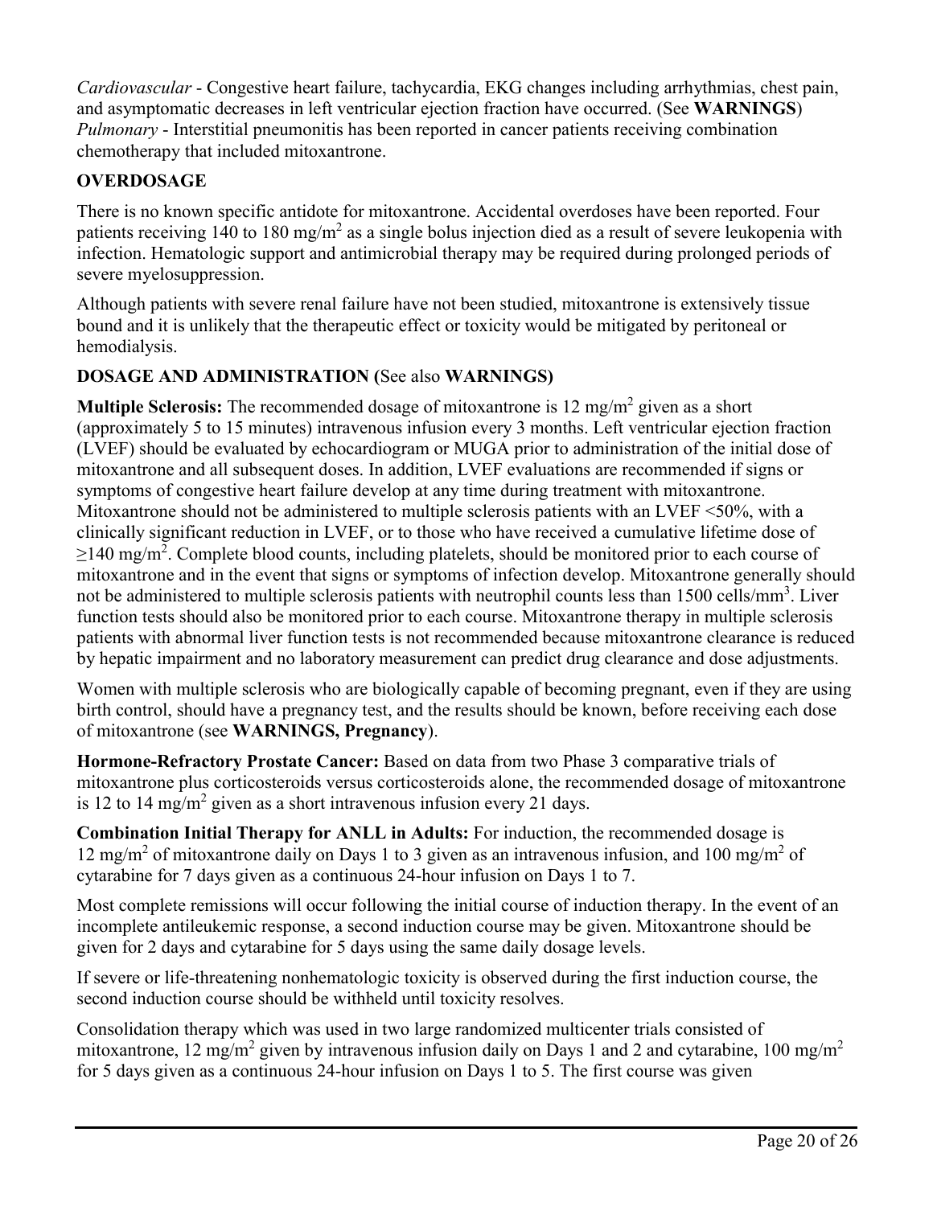*Cardiovascular* - Congestive heart failure, tachycardia, EKG changes including arrhythmias, chest pain, and asymptomatic decreases in left ventricular ejection fraction have occurred. (See **WARNINGS**)
*Pulmonary* - Interstitial pneumonitis has been reported in cancer patients receiving combination chemotherapy that included mitoxantrone.

## OVERDOSAGE

There is no known specific antidote for mitoxantrone. Accidental overdoses have been reported. Four patients receiving 140 to 180 mg/m$^2$ as a single bolus injection died as a result of severe leukopenia with infection. Hematologic support and antimicrobial therapy may be required during prolonged periods of severe myelosuppression.

Although patients with severe renal failure have not been studied, mitoxantrone is extensively tissue bound and it is unlikely that the therapeutic effect or toxicity would be mitigated by peritoneal or hemodialysis.

## DOSAGE AND ADMINISTRATION (See also WARNINGS)

**Multiple Sclerosis:** The recommended dosage of mitoxantrone is 12 mg/m$^2$ given as a short (approximately 5 to 15 minutes) intravenous infusion every 3 months. Left ventricular ejection fraction (LVEF) should be evaluated by echocardiogram or MUGA prior to administration of the initial dose of mitoxantrone and all subsequent doses. In addition, LVEF evaluations are recommended if signs or symptoms of congestive heart failure develop at any time during treatment with mitoxantrone. Mitoxantrone should not be administered to multiple sclerosis patients with an LVEF <50%, with a clinically significant reduction in LVEF, or to those who have received a cumulative lifetime dose of ≥140 mg/m$^2$. Complete blood counts, including platelets, should be monitored prior to each course of mitoxantrone and in the event that signs or symptoms of infection develop. Mitoxantrone generally should not be administered to multiple sclerosis patients with neutrophil counts less than 1500 cells/mm$^3$. Liver function tests should also be monitored prior to each course. Mitoxantrone therapy in multiple sclerosis patients with abnormal liver function tests is not recommended because mitoxantrone clearance is reduced by hepatic impairment and no laboratory measurement can predict drug clearance and dose adjustments.

Women with multiple sclerosis who are biologically capable of becoming pregnant, even if they are using birth control, should have a pregnancy test, and the results should be known, before receiving each dose of mitoxantrone (see **WARNINGS, Pregnancy**).

**Hormone-Refractory Prostate Cancer:** Based on data from two Phase 3 comparative trials of mitoxantrone plus corticosteroids versus corticosteroids alone, the recommended dosage of mitoxantrone is 12 to 14 mg/m$^2$ given as a short intravenous infusion every 21 days.

**Combination Initial Therapy for ANLL in Adults:** For induction, the recommended dosage is 12 mg/m$^2$ of mitoxantrone daily on Days 1 to 3 given as an intravenous infusion, and 100 mg/m$^2$ of cytarabine for 7 days given as a continuous 24-hour infusion on Days 1 to 7.

Most complete remissions will occur following the initial course of induction therapy. In the event of an incomplete antileukemic response, a second induction course may be given. Mitoxantrone should be given for 2 days and cytarabine for 5 days using the same daily dosage levels.

If severe or life-threatening nonhematologic toxicity is observed during the first induction course, the second induction course should be withheld until toxicity resolves.

Consolidation therapy which was used in two large randomized multicenter trials consisted of mitoxantrone, 12 mg/m$^2$ given by intravenous infusion daily on Days 1 and 2 and cytarabine, 100 mg/m$^2$ for 5 days given as a continuous 24-hour infusion on Days 1 to 5. The first course was given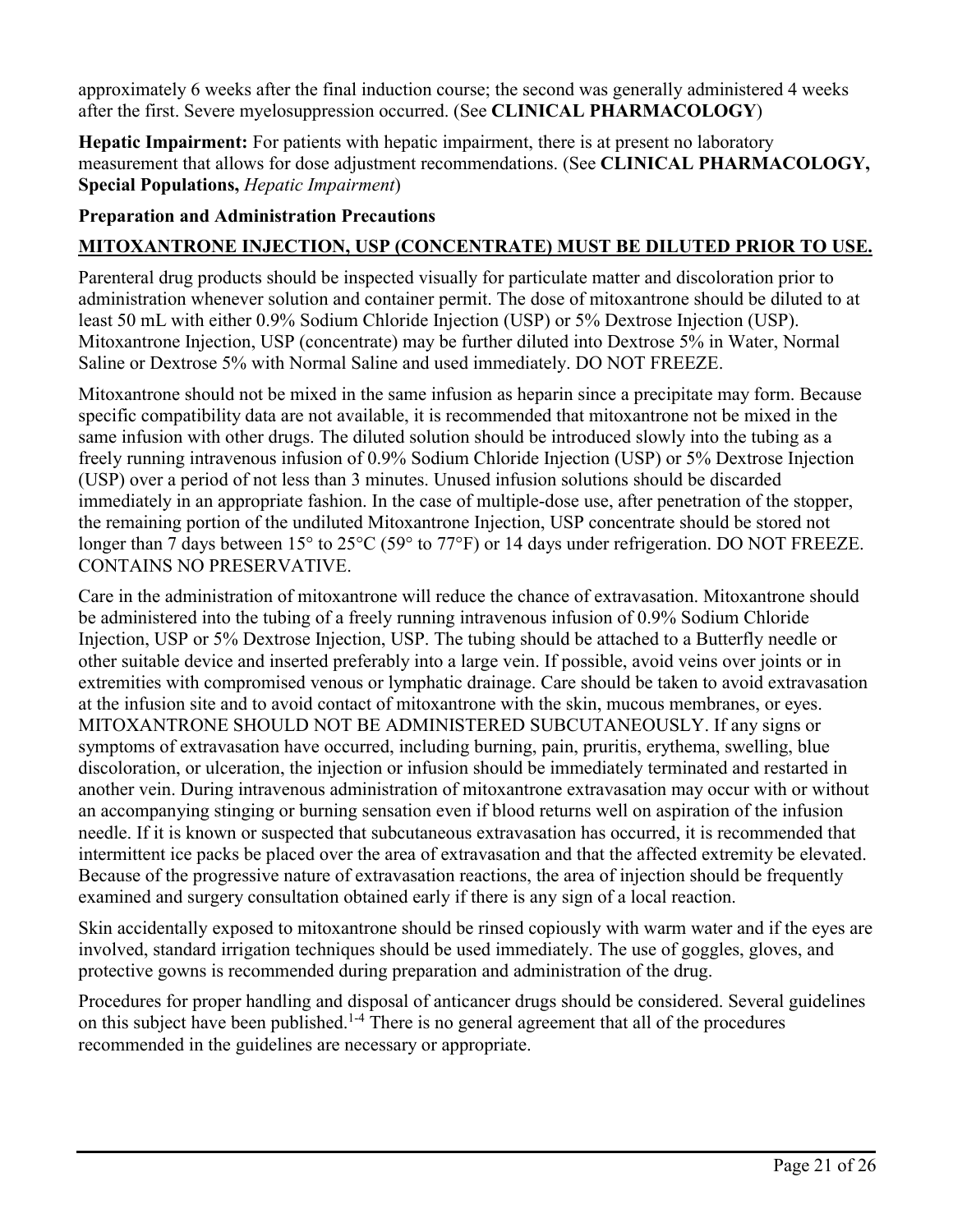approximately 6 weeks after the final induction course; the second was generally administered 4 weeks after the first. Severe myelosuppression occurred. (See **CLINICAL PHARMACOLOGY**)

**Hepatic Impairment:** For patients with hepatic impairment, there is at present no laboratory measurement that allows for dose adjustment recommendations. (See **CLINICAL PHARMACOLOGY, Special Populations,** *Hepatic Impairment*)

**Preparation and Administration Precautions**

**MITOXANTRONE INJECTION, USP (CONCENTRATE) MUST BE DILUTED PRIOR TO USE.**

Parenteral drug products should be inspected visually for particulate matter and discoloration prior to administration whenever solution and container permit. The dose of mitoxantrone should be diluted to at least 50 mL with either 0.9% Sodium Chloride Injection (USP) or 5% Dextrose Injection (USP). Mitoxantrone Injection, USP (concentrate) may be further diluted into Dextrose 5% in Water, Normal Saline or Dextrose 5% with Normal Saline and used immediately. DO NOT FREEZE.

Mitoxantrone should not be mixed in the same infusion as heparin since a precipitate may form. Because specific compatibility data are not available, it is recommended that mitoxantrone not be mixed in the same infusion with other drugs. The diluted solution should be introduced slowly into the tubing as a freely running intravenous infusion of 0.9% Sodium Chloride Injection (USP) or 5% Dextrose Injection (USP) over a period of not less than 3 minutes. Unused infusion solutions should be discarded immediately in an appropriate fashion. In the case of multiple-dose use, after penetration of the stopper, the remaining portion of the undiluted Mitoxantrone Injection, USP concentrate should be stored not longer than 7 days between 15° to 25°C (59° to 77°F) or 14 days under refrigeration. DO NOT FREEZE. CONTAINS NO PRESERVATIVE.

Care in the administration of mitoxantrone will reduce the chance of extravasation. Mitoxantrone should be administered into the tubing of a freely running intravenous infusion of 0.9% Sodium Chloride Injection, USP or 5% Dextrose Injection, USP. The tubing should be attached to a Butterfly needle or other suitable device and inserted preferably into a large vein. If possible, avoid veins over joints or in extremities with compromised venous or lymphatic drainage. Care should be taken to avoid extravasation at the infusion site and to avoid contact of mitoxantrone with the skin, mucous membranes, or eyes. MITOXANTRONE SHOULD NOT BE ADMINISTERED SUBCUTANEOUSLY. If any signs or symptoms of extravasation have occurred, including burning, pain, pruritis, erythema, swelling, blue discoloration, or ulceration, the injection or infusion should be immediately terminated and restarted in another vein. During intravenous administration of mitoxantrone extravasation may occur with or without an accompanying stinging or burning sensation even if blood returns well on aspiration of the infusion needle. If it is known or suspected that subcutaneous extravasation has occurred, it is recommended that intermittent ice packs be placed over the area of extravasation and that the affected extremity be elevated. Because of the progressive nature of extravasation reactions, the area of injection should be frequently examined and surgery consultation obtained early if there is any sign of a local reaction.

Skin accidentally exposed to mitoxantrone should be rinsed copiously with warm water and if the eyes are involved, standard irrigation techniques should be used immediately. The use of goggles, gloves, and protective gowns is recommended during preparation and administration of the drug.

Procedures for proper handling and disposal of anticancer drugs should be considered. Several guidelines on this subject have been published.[1-4] There is no general agreement that all of the procedures recommended in the guidelines are necessary or appropriate.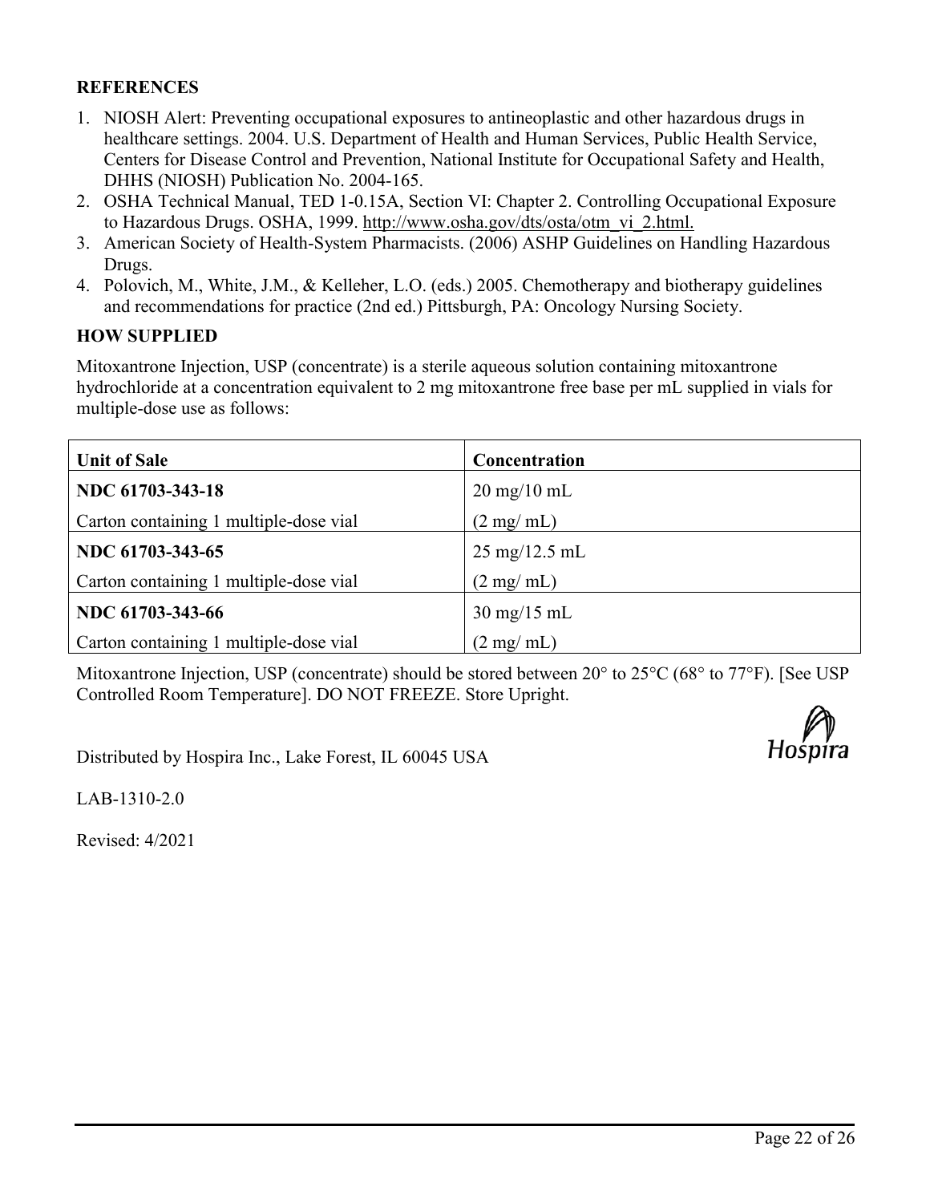## REFERENCES

1. NIOSH Alert: Preventing occupational exposures to antineoplastic and other hazardous drugs in healthcare settings. 2004. U.S. Department of Health and Human Services, Public Health Service, Centers for Disease Control and Prevention, National Institute for Occupational Safety and Health, DHHS (NIOSH) Publication No. 2004-165.
2. OSHA Technical Manual, TED 1-0.15A, Section VI: Chapter 2. Controlling Occupational Exposure to Hazardous Drugs. OSHA, 1999. http://www.osha.gov/dts/osta/otm_vi_2.html.
3. American Society of Health-System Pharmacists. (2006) ASHP Guidelines on Handling Hazardous Drugs.
4. Polovich, M., White, J.M., & Kelleher, L.O. (eds.) 2005. Chemotherapy and biotherapy guidelines and recommendations for practice (2nd ed.) Pittsburgh, PA: Oncology Nursing Society.

## HOW SUPPLIED

Mitoxantrone Injection, USP (concentrate) is a sterile aqueous solution containing mitoxantrone hydrochloride at a concentration equivalent to 2 mg mitoxantrone free base per mL supplied in vials for multiple-dose use as follows:

| Unit of Sale | Concentration |
| --- | --- |
| **NDC 61703-343-18**<br>Carton containing 1 multiple-dose vial | 20 mg/10 mL<br>(2 mg/ mL) |
| **NDC 61703-343-65**<br>Carton containing 1 multiple-dose vial | 25 mg/12.5 mL<br>(2 mg/ mL) |
| **NDC 61703-343-66**<br>Carton containing 1 multiple-dose vial | 30 mg/15 mL<br>(2 mg/ mL) |

Mitoxantrone Injection, USP (concentrate) should be stored between 20° to 25°C (68° to 77°F). [See USP Controlled Room Temperature]. DO NOT FREEZE. Store Upright.

Distributed by Hospira Inc., Lake Forest, IL 60045 USA

Hospira

LAB-1310-2.0

Revised: 4/2021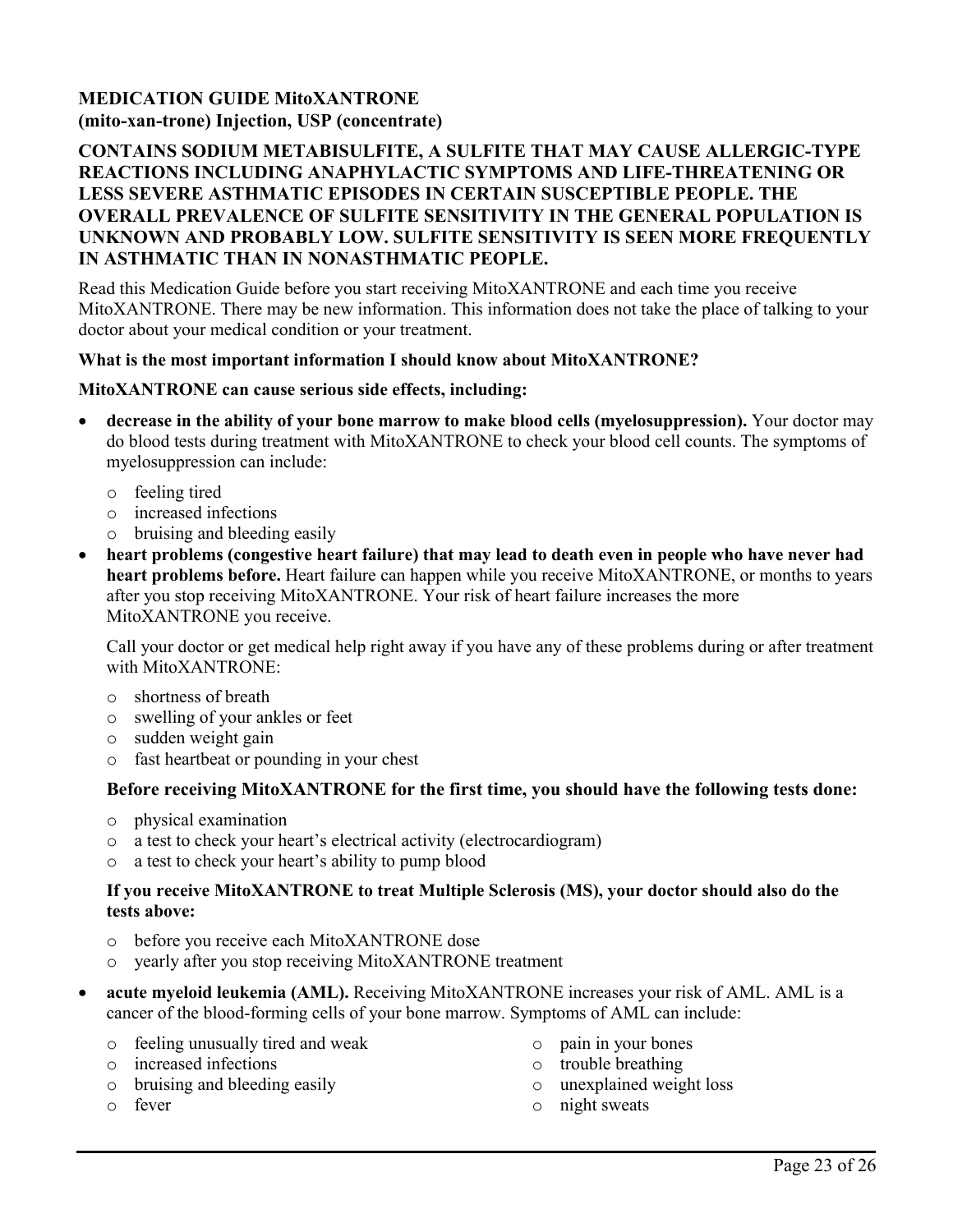**MEDICATION GUIDE MitoXANTRONE**
**(mito-xan-trone) Injection, USP (concentrate)**

**CONTAINS SODIUM METABISULFITE, A SULFITE THAT MAY CAUSE ALLERGIC-TYPE REACTIONS INCLUDING ANAPHYLACTIC SYMPTOMS AND LIFE-THREATENING OR LESS SEVERE ASTHMATIC EPISODES IN CERTAIN SUSCEPTIBLE PEOPLE. THE OVERALL PREVALENCE OF SULFITE SENSITIVITY IN THE GENERAL POPULATION IS UNKNOWN AND PROBABLY LOW. SULFITE SENSITIVITY IS SEEN MORE FREQUENTLY IN ASTHMATIC THAN IN NONASTHMATIC PEOPLE.**

Read this Medication Guide before you start receiving MitoXANTRONE and each time you receive MitoXANTRONE. There may be new information. This information does not take the place of talking to your doctor about your medical condition or your treatment.

**What is the most important information I should know about MitoXANTRONE?**

**MitoXANTRONE can cause serious side effects, including:**

- **decrease in the ability of your bone marrow to make blood cells (myelosuppression).** Your doctor may do blood tests during treatment with MitoXANTRONE to check your blood cell counts. The symptoms of myelosuppression can include:
  - feeling tired
  - increased infections
  - bruising and bleeding easily
- **heart problems (congestive heart failure) that may lead to death even in people who have never had heart problems before.** Heart failure can happen while you receive MitoXANTRONE, or months to years after you stop receiving MitoXANTRONE. Your risk of heart failure increases the more MitoXANTRONE you receive.

  Call your doctor or get medical help right away if you have any of these problems during or after treatment with MitoXANTRONE:
  - shortness of breath
  - swelling of your ankles or feet
  - sudden weight gain
  - fast heartbeat or pounding in your chest

  **Before receiving MitoXANTRONE for the first time, you should have the following tests done:**
  - physical examination
  - a test to check your heart's electrical activity (electrocardiogram)
  - a test to check your heart's ability to pump blood

  **If you receive MitoXANTRONE to treat Multiple Sclerosis (MS), your doctor should also do the tests above:**
  - before you receive each MitoXANTRONE dose
  - yearly after you stop receiving MitoXANTRONE treatment

- **acute myeloid leukemia (AML).** Receiving MitoXANTRONE increases your risk of AML. AML is a cancer of the blood-forming cells of your bone marrow. Symptoms of AML can include:
  - feeling unusually tired and weak
  - increased infections
  - bruising and bleeding easily
  - fever
  - pain in your bones
  - trouble breathing
  - unexplained weight loss
  - night sweats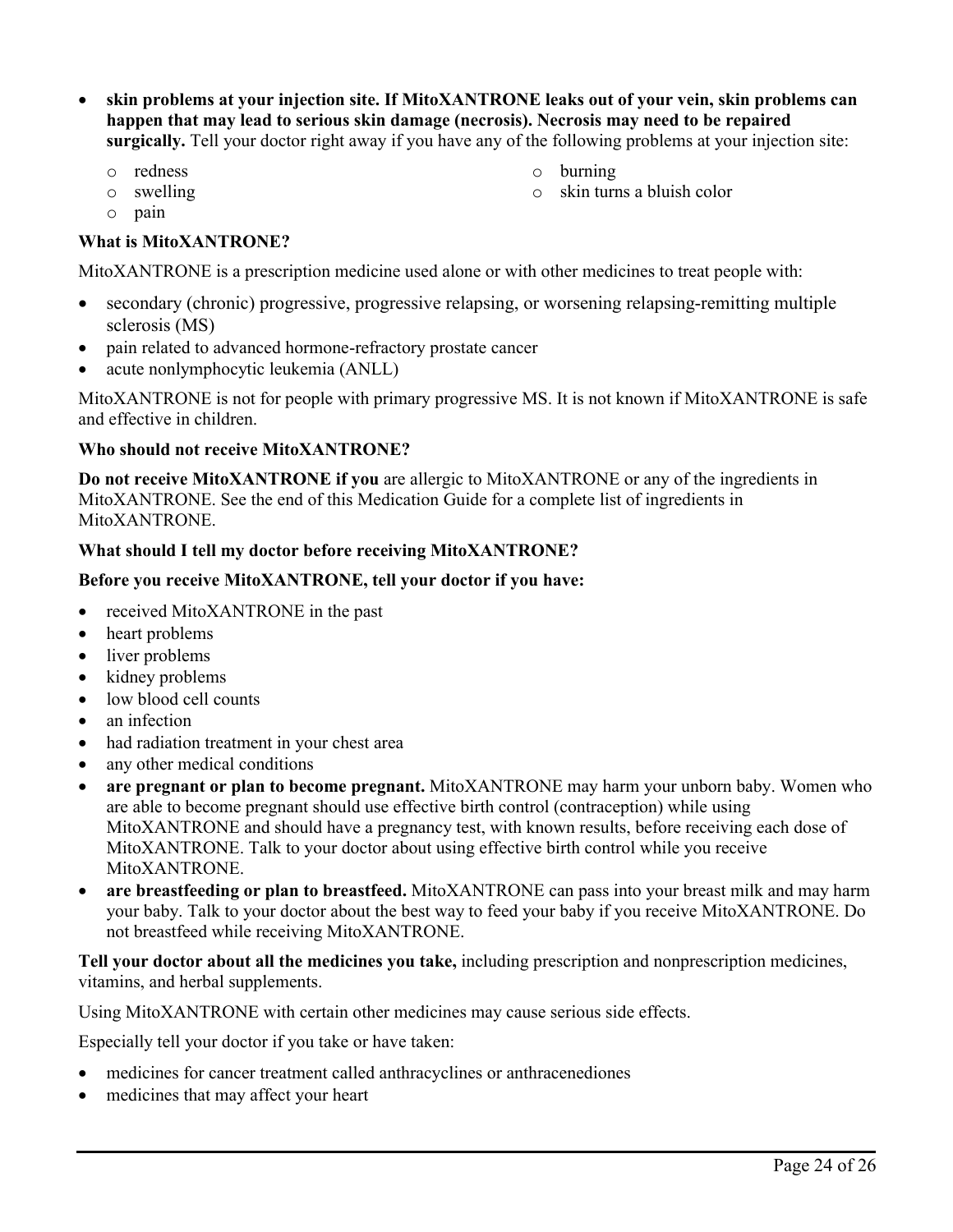- **skin problems at your injection site. If MitoXANTRONE leaks out of your vein, skin problems can happen that may lead to serious skin damage (necrosis). Necrosis may need to be repaired surgically.** Tell your doctor right away if you have any of the following problems at your injection site:
  - redness
  - swelling
  - pain
  - burning
  - skin turns a bluish color

**What is MitoXANTRONE?**

MitoXANTRONE is a prescription medicine used alone or with other medicines to treat people with:

- secondary (chronic) progressive, progressive relapsing, or worsening relapsing-remitting multiple sclerosis (MS)
- pain related to advanced hormone-refractory prostate cancer
- acute nonlymphocytic leukemia (ANLL)

MitoXANTRONE is not for people with primary progressive MS. It is not known if MitoXANTRONE is safe and effective in children.

**Who should not receive MitoXANTRONE?**

**Do not receive MitoXANTRONE if you** are allergic to MitoXANTRONE or any of the ingredients in MitoXANTRONE. See the end of this Medication Guide for a complete list of ingredients in MitoXANTRONE.

**What should I tell my doctor before receiving MitoXANTRONE?**

**Before you receive MitoXANTRONE, tell your doctor if you have:**

- received MitoXANTRONE in the past
- heart problems
- liver problems
- kidney problems
- low blood cell counts
- an infection
- had radiation treatment in your chest area
- any other medical conditions
- **are pregnant or plan to become pregnant.** MitoXANTRONE may harm your unborn baby. Women who are able to become pregnant should use effective birth control (contraception) while using MitoXANTRONE and should have a pregnancy test, with known results, before receiving each dose of MitoXANTRONE. Talk to your doctor about using effective birth control while you receive MitoXANTRONE.
- **are breastfeeding or plan to breastfeed.** MitoXANTRONE can pass into your breast milk and may harm your baby. Talk to your doctor about the best way to feed your baby if you receive MitoXANTRONE. Do not breastfeed while receiving MitoXANTRONE.

**Tell your doctor about all the medicines you take,** including prescription and nonprescription medicines, vitamins, and herbal supplements.

Using MitoXANTRONE with certain other medicines may cause serious side effects.

Especially tell your doctor if you take or have taken:

- medicines for cancer treatment called anthracyclines or anthracenediones
- medicines that may affect your heart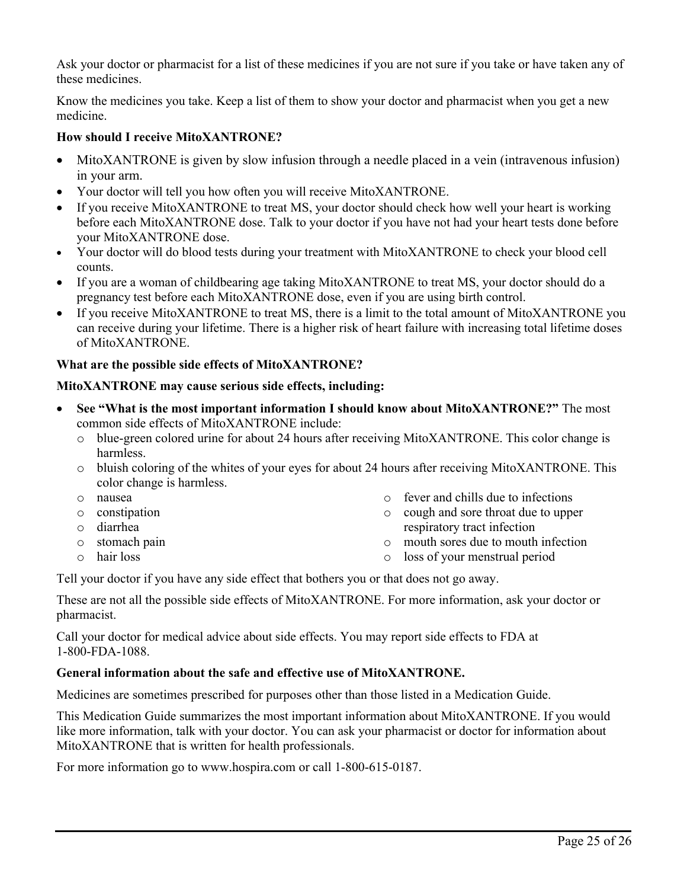Ask your doctor or pharmacist for a list of these medicines if you are not sure if you take or have taken any of these medicines.

Know the medicines you take. Keep a list of them to show your doctor and pharmacist when you get a new medicine.

**How should I receive MitoXANTRONE?**

- MitoXANTRONE is given by slow infusion through a needle placed in a vein (intravenous infusion) in your arm.
- Your doctor will tell you how often you will receive MitoXANTRONE.
- If you receive MitoXANTRONE to treat MS, your doctor should check how well your heart is working before each MitoXANTRONE dose. Talk to your doctor if you have not had your heart tests done before your MitoXANTRONE dose.
- Your doctor will do blood tests during your treatment with MitoXANTRONE to check your blood cell counts.
- If you are a woman of childbearing age taking MitoXANTRONE to treat MS, your doctor should do a pregnancy test before each MitoXANTRONE dose, even if you are using birth control.
- If you receive MitoXANTRONE to treat MS, there is a limit to the total amount of MitoXANTRONE you can receive during your lifetime. There is a higher risk of heart failure with increasing total lifetime doses of MitoXANTRONE.

**What are the possible side effects of MitoXANTRONE?**

**MitoXANTRONE may cause serious side effects, including:**

- **See "What is the most important information I should know about MitoXANTRONE?"** The most common side effects of MitoXANTRONE include:
  - blue-green colored urine for about 24 hours after receiving MitoXANTRONE. This color change is harmless.
  - bluish coloring of the whites of your eyes for about 24 hours after receiving MitoXANTRONE. This color change is harmless.
  - nausea
  - constipation
  - diarrhea
  - stomach pain
  - hair loss
  - fever and chills due to infections
  - cough and sore throat due to upper respiratory tract infection
  - mouth sores due to mouth infection
  - loss of your menstrual period

Tell your doctor if you have any side effect that bothers you or that does not go away.

These are not all the possible side effects of MitoXANTRONE. For more information, ask your doctor or pharmacist.

Call your doctor for medical advice about side effects. You may report side effects to FDA at 1-800-FDA-1088.

**General information about the safe and effective use of MitoXANTRONE.**

Medicines are sometimes prescribed for purposes other than those listed in a Medication Guide.

This Medication Guide summarizes the most important information about MitoXANTRONE. If you would like more information, talk with your doctor. You can ask your pharmacist or doctor for information about MitoXANTRONE that is written for health professionals.

For more information go to www.hospira.com or call 1-800-615-0187.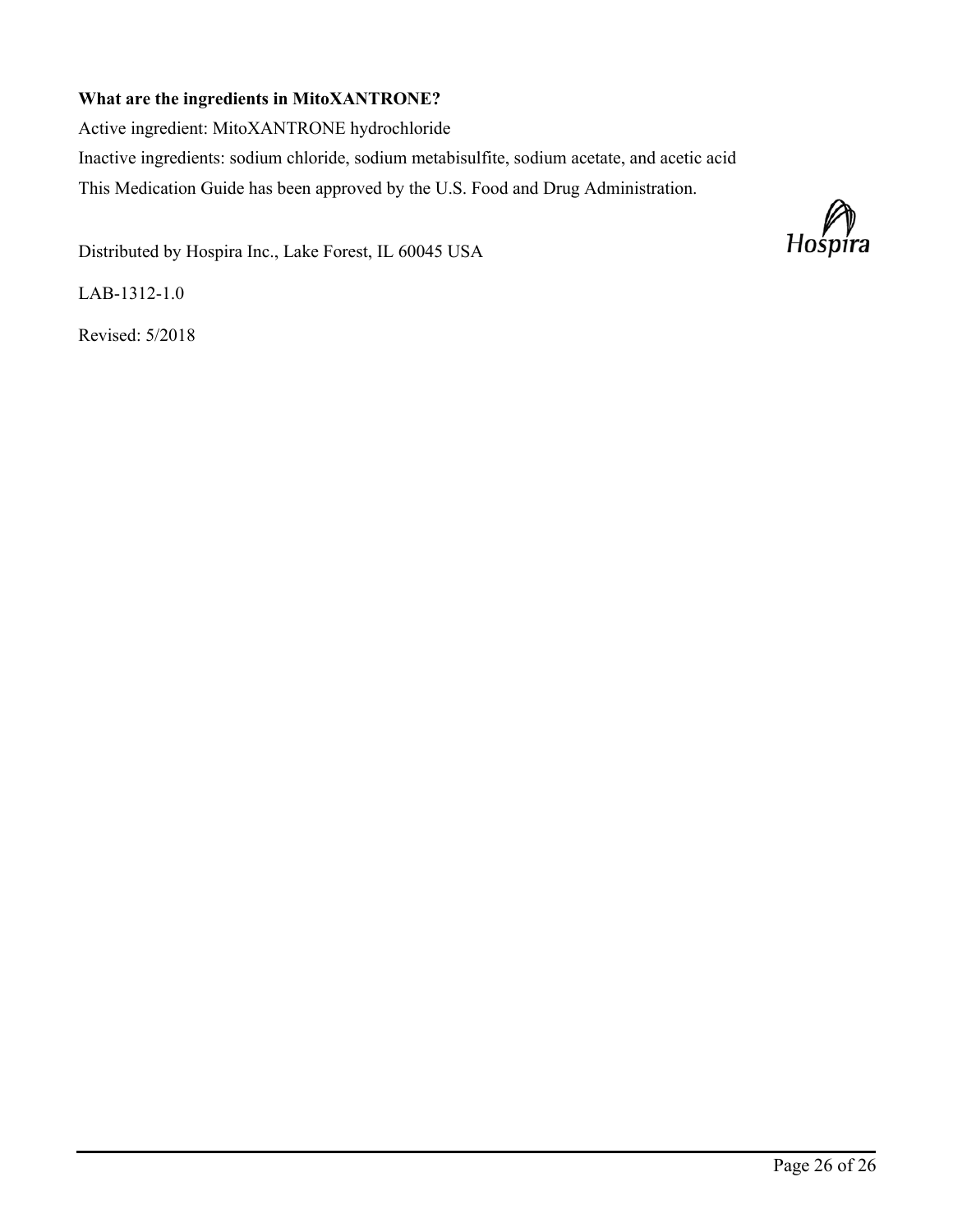**What are the ingredients in MitoXANTRONE?**

Active ingredient: MitoXANTRONE hydrochloride

Inactive ingredients: sodium chloride, sodium metabisulfite, sodium acetate, and acetic acid

This Medication Guide has been approved by the U.S. Food and Drug Administration.

Distributed by Hospira Inc., Lake Forest, IL 60045 USA

LAB-1312-1.0

Revised: 5/2018